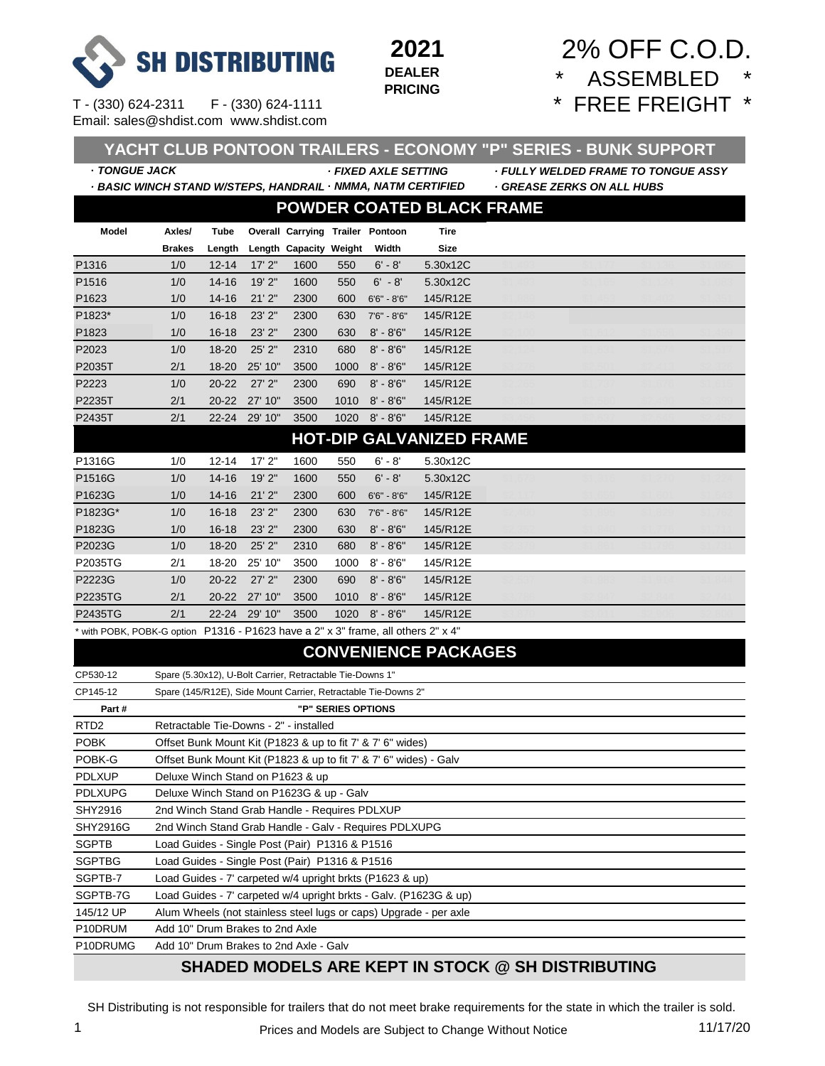# SH DISTRIBUTING

T - (330) 624-2311 F - (330) 624-1111
Email: sales@shdist.com www.shdist.com

**2021 DEALER PRICING**

2% OFF C.O.D.
\* ASSEMBLED \*
\* FREE FREIGHT \*

## YACHT CLUB PONTOON TRAILERS - ECONOMY "P" SERIES - BUNK SUPPORT

*· TONGUE JACK · FIXED AXLE SETTING · FULLY WELDED FRAME TO TONGUE ASSY*
*· BASIC WINCH STAND W/STEPS, HANDRAIL · NMMA, NATM CERTIFIED · GREASE ZERKS ON ALL HUBS*

### POWDER COATED BLACK FRAME

| Model | Axles/ Brakes | Tube Length | Overall Length | Carrying Capacity | Trailer Weight | Pontoon Width | Tire Size |
|---|---|---|---|---|---|---|---|
| P1316 | 1/0 | 12-14 | 17' 2" | 1600 | 550 | 6' - 8' | 5.30x12C |
| P1516 | 1/0 | 14-16 | 19' 2" | 1600 | 550 | 6' - 8' | 5.30x12C |
| P1623 | 1/0 | 14-16 | 21' 2" | 2300 | 600 | 6'6" - 8'6" | 145/R12E |
| P1823* | 1/0 | 16-18 | 23' 2" | 2300 | 630 | 7'6" - 8'6" | 145/R12E |
| P1823 | 1/0 | 16-18 | 23' 2" | 2300 | 630 | 8' - 8'6" | 145/R12E |
| P2023 | 1/0 | 18-20 | 25' 2" | 2310 | 680 | 8' - 8'6" | 145/R12E |
| P2035T | 2/1 | 18-20 | 25' 10" | 3500 | 1000 | 8' - 8'6" | 145/R12E |
| P2223 | 1/0 | 20-22 | 27' 2" | 2300 | 690 | 8' - 8'6" | 145/R12E |
| P2235T | 2/1 | 20-22 | 27' 10" | 3500 | 1010 | 8' - 8'6" | 145/R12E |
| P2435T | 2/1 | 22-24 | 29' 10" | 3500 | 1020 | 8' - 8'6" | 145/R12E |

### HOT-DIP GALVANIZED FRAME

| Model | Axles/ Brakes | Tube Length | Overall Length | Carrying Capacity | Trailer Weight | Pontoon Width | Tire Size |
|---|---|---|---|---|---|---|---|
| P1316G | 1/0 | 12-14 | 17' 2" | 1600 | 550 | 6' - 8' | 5.30x12C |
| P1516G | 1/0 | 14-16 | 19' 2" | 1600 | 550 | 6' - 8' | 5.30x12C |
| P1623G | 1/0 | 14-16 | 21' 2" | 2300 | 600 | 6'6" - 8'6" | 145/R12E |
| P1823G* | 1/0 | 16-18 | 23' 2" | 2300 | 630 | 7'6" - 8'6" | 145/R12E |
| P1823G | 1/0 | 16-18 | 23' 2" | 2300 | 630 | 8' - 8'6" | 145/R12E |
| P2023G | 1/0 | 18-20 | 25' 2" | 2310 | 680 | 8' - 8'6" | 145/R12E |
| P2035TG | 2/1 | 18-20 | 25' 10" | 3500 | 1000 | 8' - 8'6" | 145/R12E |
| P2223G | 1/0 | 20-22 | 27' 2" | 2300 | 690 | 8' - 8'6" | 145/R12E |
| P2235TG | 2/1 | 20-22 | 27' 10" | 3500 | 1010 | 8' - 8'6" | 145/R12E |
| P2435TG | 2/1 | 22-24 | 29' 10" | 3500 | 1020 | 8' - 8'6" | 145/R12E |

\* with POBK, POBK-G option P1316 - P1623 have a 2" x 3" frame, all others 2" x 4"

### CONVENIENCE PACKAGES

| Part # | "P" SERIES OPTIONS |
|---|---|
| CP530-12 | Spare (5.30x12), U-Bolt Carrier, Retractable Tie-Downs 1" |
| CP145-12 | Spare (145/R12E), Side Mount Carrier, Retractable Tie-Downs 2" |
| RTD2 | Retractable Tie-Downs - 2" - installed |
| POBK | Offset Bunk Mount Kit (P1823 & up to fit 7' & 7' 6" wides) |
| POBK-G | Offset Bunk Mount Kit (P1823 & up to fit 7' & 7' 6" wides) - Galv |
| PDLXUP | Deluxe Winch Stand on P1623 & up |
| PDLXUPG | Deluxe Winch Stand on P1623G & up - Galv |
| SHY2916 | 2nd Winch Stand Grab Handle - Requires PDLXUP |
| SHY2916G | 2nd Winch Stand Grab Handle - Galv - Requires PDLXUPG |
| SGPTB | Load Guides - Single Post (Pair) P1316 & P1516 |
| SGPTBG | Load Guides - Single Post (Pair) P1316 & P1516 |
| SGPTB-7 | Load Guides - 7' carpeted w/4 upright brkts (P1623 & up) |
| SGPTB-7G | Load Guides - 7' carpeted w/4 upright brkts - Galv. (P1623G & up) |
| 145/12 UP | Alum Wheels (not stainless steel lugs or caps) Upgrade - per axle |
| P10DRUM | Add 10" Drum Brakes to 2nd Axle |
| P10DRUMG | Add 10" Drum Brakes to 2nd Axle - Galv |

**SHADED MODELS ARE KEPT IN STOCK @ SH DISTRIBUTING**

SH Distributing is not responsible for trailers that do not meet brake requirements for the state in which the trailer is sold.

Prices and Models are Subject to Change Without Notice 11/17/20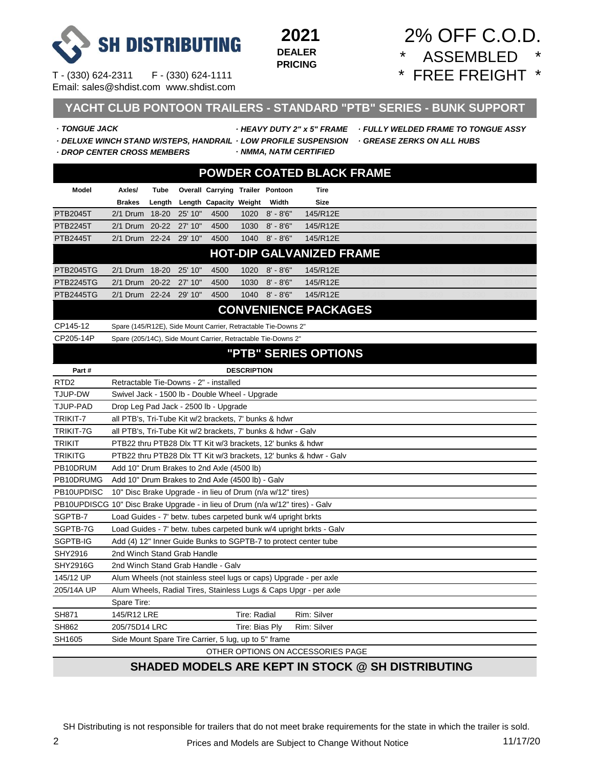# SH DISTRIBUTING

T - (330) 624-2311 F - (330) 624-1111
Email: sales@shdist.com www.shdist.com

**2021 DEALER PRICING**

2% OFF C.O.D.
* ASSEMBLED *
* FREE FREIGHT *

## YACHT CLUB PONTOON TRAILERS - STANDARD "PTB" SERIES - BUNK SUPPORT

- *TONGUE JACK*
- *DELUXE WINCH STAND W/STEPS, HANDRAIL*
- *DROP CENTER CROSS MEMBERS*
- *HEAVY DUTY 2" x 5" FRAME*
- *LOW PROFILE SUSPENSION*
- *NMMA, NATM CERTIFIED*
- *FULLY WELDED FRAME TO TONGUE ASSY*
- *GREASE ZERKS ON ALL HUBS*

### POWDER COATED BLACK FRAME

| Model | Axles/ Brakes | Tube Length | Overall Length | Carrying Capacity | Trailer Weight | Pontoon Width | Tire Size |
|---|---|---|---|---|---|---|---|
| PTB2045T | 2/1 Drum | 18-20 | 25' 10" | 4500 | 1020 | 8' - 8'6" | 145/R12E |
| PTB2245T | 2/1 Drum | 20-22 | 27' 10" | 4500 | 1030 | 8' - 8'6" | 145/R12E |
| PTB2445T | 2/1 Drum | 22-24 | 29' 10" | 4500 | 1040 | 8' - 8'6" | 145/R12E |

### HOT-DIP GALVANIZED FRAME

| Model | Axles/ Brakes | Tube Length | Overall Length | Carrying Capacity | Trailer Weight | Pontoon Width | Tire Size |
|---|---|---|---|---|---|---|---|
| PTB2045TG | 2/1 Drum | 18-20 | 25' 10" | 4500 | 1020 | 8' - 8'6" | 145/R12E |
| PTB2245TG | 2/1 Drum | 20-22 | 27' 10" | 4500 | 1030 | 8' - 8'6" | 145/R12E |
| PTB2445TG | 2/1 Drum | 22-24 | 29' 10" | 4500 | 1040 | 8' - 8'6" | 145/R12E |

### CONVENIENCE PACKAGES

| | |
|---|---|
| CP145-12 | Spare (145/R12E), Side Mount Carrier, Retractable Tie-Downs 2" |
| CP205-14P | Spare (205/14C), Side Mount Carrier, Retractable Tie-Downs 2" |

### "PTB" SERIES OPTIONS

| Part # | DESCRIPTION |
|---|---|
| RTD2 | Retractable Tie-Downs - 2" - installed |
| TJUP-DW | Swivel Jack - 1500 lb - Double Wheel - Upgrade |
| TJUP-PAD | Drop Leg Pad Jack - 2500 lb - Upgrade |
| TRIKIT-7 | all PTB's, Tri-Tube Kit w/2 brackets, 7' bunks & hdwr |
| TRIKIT-7G | all PTB's, Tri-Tube Kit w/2 brackets, 7' bunks & hdwr - Galv |
| TRIKIT | PTB22 thru PTB28 Dlx TT Kit w/3 brackets, 12' bunks & hdwr |
| TRIKITG | PTB22 thru PTB28 Dlx TT Kit w/3 brackets, 12' bunks & hdwr - Galv |
| PB10DRUM | Add 10" Drum Brakes to 2nd Axle (4500 lb) |
| PB10DRUMG | Add 10" Drum Brakes to 2nd Axle (4500 lb) - Galv |
| PB10UPDISC | 10" Disc Brake Upgrade - in lieu of Drum (n/a w/12" tires) |
| PB10UPDISCG | 10" Disc Brake Upgrade - in lieu of Drum (n/a w/12" tires) - Galv |
| SGPTB-7 | Load Guides - 7' betw. tubes carpeted bunk w/4 upright brkts |
| SGPTB-7G | Load Guides - 7' betw. tubes carpeted bunk w/4 upright brkts - Galv |
| SGPTB-IG | Add (4) 12" Inner Guide Bunks to SGPTB-7 to protect center tube |
| SHY2916 | 2nd Winch Stand Grab Handle |
| SHY2916G | 2nd Winch Stand Grab Handle - Galv |
| 145/12 UP | Alum Wheels (not stainless steel lugs or caps) Upgrade - per axle |
| 205/14A UP | Alum Wheels, Radial Tires, Stainless Lugs & Caps Upgr - per axle |
| | Spare Tire: |
| SH871 | 145/R12 LRE Tire: Radial Rim: Silver |
| SH862 | 205/75D14 LRC Tire: Bias Ply Rim: Silver |
| SH1605 | Side Mount Spare Tire Carrier, 5 lug, up to 5" frame |

OTHER OPTIONS ON ACCESSORIES PAGE

**SHADED MODELS ARE KEPT IN STOCK @ SH DISTRIBUTING**

SH Distributing is not responsible for trailers that do not meet brake requirements for the state in which the trailer is sold.

Prices and Models are Subject to Change Without Notice

11/17/20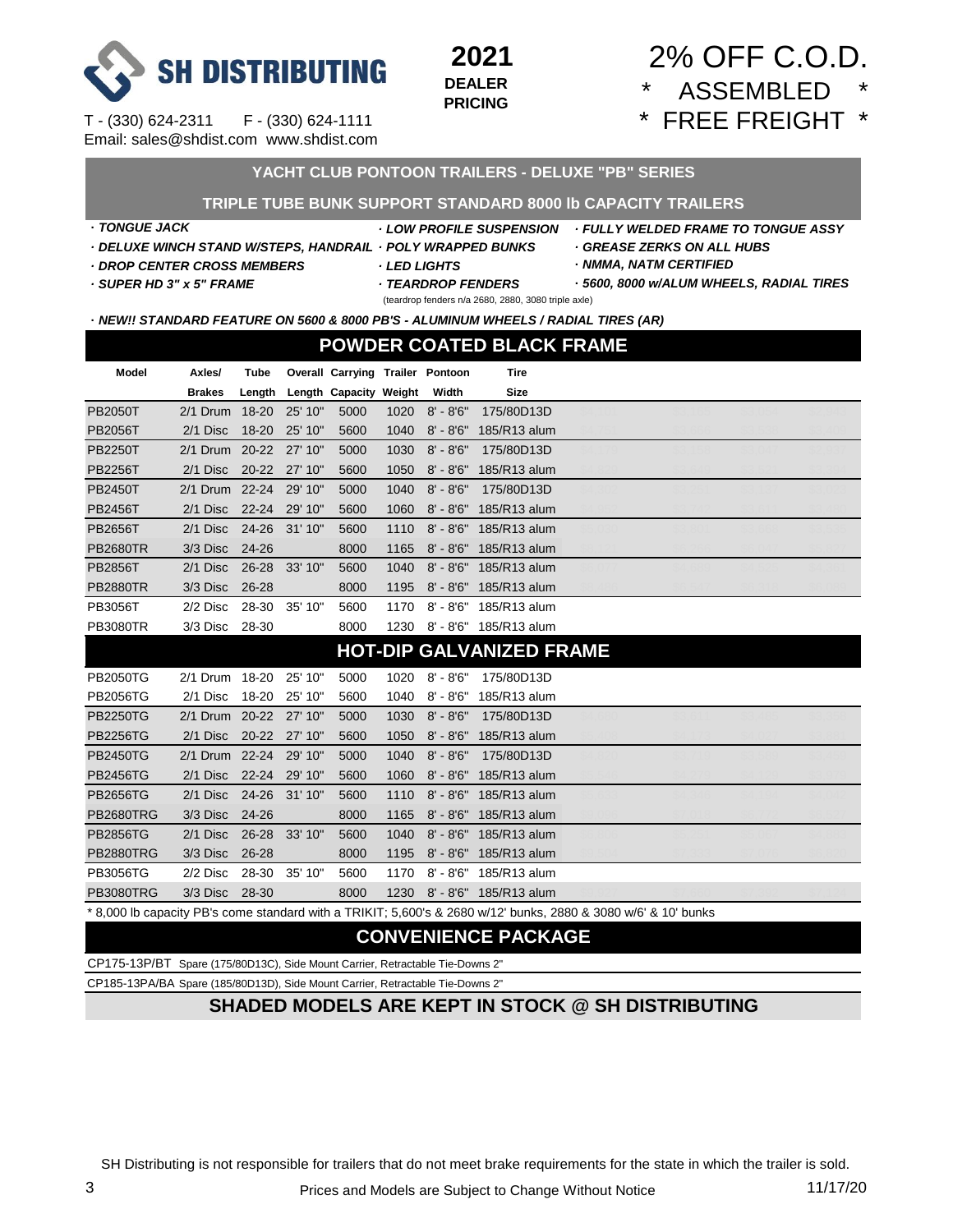**SH DISTRIBUTING**

T - (330) 624-2311 F - (330) 624-1111
Email: sales@shdist.com www.shdist.com

**2021 DEALER PRICING**

2% OFF C.O.D.
* ASSEMBLED *
* FREE FREIGHT *

## YACHT CLUB PONTOON TRAILERS - DELUXE "PB" SERIES

### TRIPLE TUBE BUNK SUPPORT STANDARD 8000 lb CAPACITY TRAILERS

- *TONGUE JACK*
- *DELUXE WINCH STAND W/STEPS, HANDRAIL*
- *DROP CENTER CROSS MEMBERS*
- *SUPER HD 3" x 5" FRAME*
- *LOW PROFILE SUSPENSION*
- *POLY WRAPPED BUNKS*
- *LED LIGHTS*
- *TEARDROP FENDERS* (teardrop fenders n/a 2680, 2880, 3080 triple axle)
- *FULLY WELDED FRAME TO TONGUE ASSY*
- *GREASE ZERKS ON ALL HUBS*
- *NMMA, NATM CERTIFIED*
- *5600, 8000 w/ALUM WHEELS, RADIAL TIRES*

*· NEW!! STANDARD FEATURE ON 5600 & 8000 PB'S - ALUMINUM WHEELS / RADIAL TIRES (AR)*

## POWDER COATED BLACK FRAME

| Model | Axles/ Brakes | Tube Length | Overall Length | Carrying Capacity | Trailer Weight | Pontoon Width | Tire Size |
|---|---|---|---|---|---|---|---|
| PB2050T | 2/1 Drum | 18-20 | 25' 10" | 5000 | 1020 | 8' - 8'6" | 175/80D13D |
| PB2056T | 2/1 Disc | 18-20 | 25' 10" | 5600 | 1040 | 8' - 8'6" | 185/R13 alum |
| PB2250T | 2/1 Drum | 20-22 | 27' 10" | 5000 | 1030 | 8' - 8'6" | 175/80D13D |
| PB2256T | 2/1 Disc | 20-22 | 27' 10" | 5600 | 1050 | 8' - 8'6" | 185/R13 alum |
| PB2450T | 2/1 Drum | 22-24 | 29' 10" | 5000 | 1040 | 8' - 8'6" | 175/80D13D |
| PB2456T | 2/1 Disc | 22-24 | 29' 10" | 5600 | 1060 | 8' - 8'6" | 185/R13 alum |
| PB2656T | 2/1 Disc | 24-26 | 31' 10" | 5600 | 1110 | 8' - 8'6" | 185/R13 alum |
| PB2680TR | 3/3 Disc | 24-26 | | 8000 | 1165 | 8' - 8'6" | 185/R13 alum |
| PB2856T | 2/1 Disc | 26-28 | 33' 10" | 5600 | 1040 | 8' - 8'6" | 185/R13 alum |
| PB2880TR | 3/3 Disc | 26-28 | | 8000 | 1195 | 8' - 8'6" | 185/R13 alum |
| PB3056T | 2/2 Disc | 28-30 | 35' 10" | 5600 | 1170 | 8' - 8'6" | 185/R13 alum |
| PB3080TR | 3/3 Disc | 28-30 | | 8000 | 1230 | 8' - 8'6" | 185/R13 alum |

## HOT-DIP GALVANIZED FRAME

| Model | Axles/ Brakes | Tube Length | Overall Length | Carrying Capacity | Trailer Weight | Pontoon Width | Tire Size |
|---|---|---|---|---|---|---|---|
| PB2050TG | 2/1 Drum | 18-20 | 25' 10" | 5000 | 1020 | 8' - 8'6" | 175/80D13D |
| PB2056TG | 2/1 Disc | 18-20 | 25' 10" | 5600 | 1040 | 8' - 8'6" | 185/R13 alum |
| PB2250TG | 2/1 Drum | 20-22 | 27' 10" | 5000 | 1030 | 8' - 8'6" | 175/80D13D |
| PB2256TG | 2/1 Disc | 20-22 | 27' 10" | 5600 | 1050 | 8' - 8'6" | 185/R13 alum |
| PB2450TG | 2/1 Drum | 22-24 | 29' 10" | 5000 | 1040 | 8' - 8'6" | 175/80D13D |
| PB2456TG | 2/1 Disc | 22-24 | 29' 10" | 5600 | 1060 | 8' - 8'6" | 185/R13 alum |
| PB2656TG | 2/1 Disc | 24-26 | 31' 10" | 5600 | 1110 | 8' - 8'6" | 185/R13 alum |
| PB2680TRG | 3/3 Disc | 24-26 | | 8000 | 1165 | 8' - 8'6" | 185/R13 alum |
| PB2856TG | 2/1 Disc | 26-28 | 33' 10" | 5600 | 1040 | 8' - 8'6" | 185/R13 alum |
| PB2880TRG | 3/3 Disc | 26-28 | | 8000 | 1195 | 8' - 8'6" | 185/R13 alum |
| PB3056TG | 2/2 Disc | 28-30 | 35' 10" | 5600 | 1170 | 8' - 8'6" | 185/R13 alum |
| PB3080TRG | 3/3 Disc | 28-30 | | 8000 | 1230 | 8' - 8'6" | 185/R13 alum |

* 8,000 lb capacity PB's come standard with a TRIKIT; 5,600's & 2680 w/12' bunks, 2880 & 3080 w/6' & 10' bunks

## CONVENIENCE PACKAGE

CP175-13P/BT Spare (175/80D13C), Side Mount Carrier, Retractable Tie-Downs 2"

CP185-13PA/BA Spare (185/80D13D), Side Mount Carrier, Retractable Tie-Downs 2"

**SHADED MODELS ARE KEPT IN STOCK @ SH DISTRIBUTING**

SH Distributing is not responsible for trailers that do not meet brake requirements for the state in which the trailer is sold.

Prices and Models are Subject to Change Without Notice 11/17/20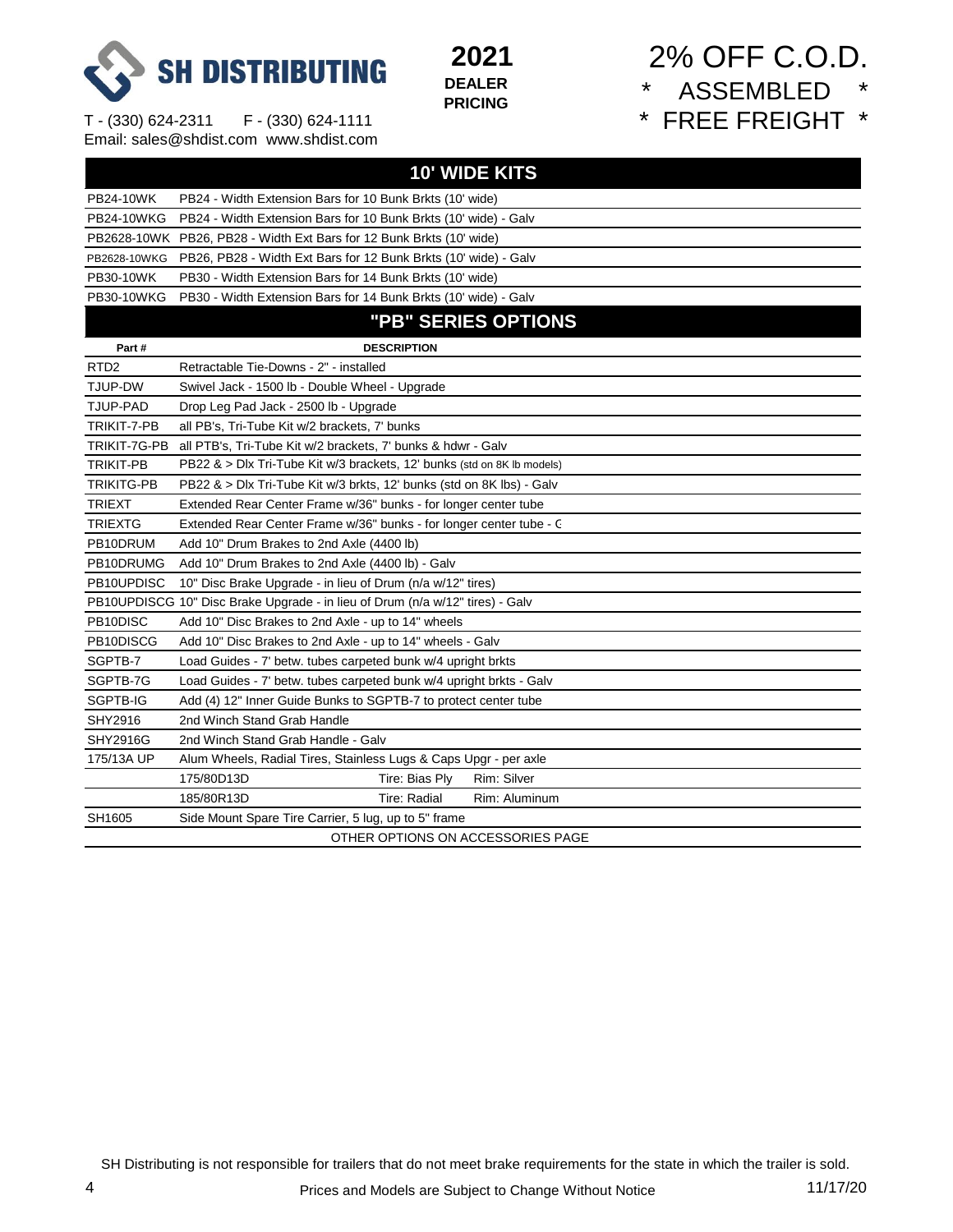# SH DISTRIBUTING

T - (330) 624-2311 F - (330) 624-1111
Email: sales@shdist.com www.shdist.com

**2021**
**DEALER**
**PRICING**

2% OFF C.O.D.
\* ASSEMBLED \*
\* FREE FREIGHT \*

## 10' WIDE KITS

| | |
|---|---|
| PB24-10WK | PB24 - Width Extension Bars for 10 Bunk Brkts (10' wide) |
| PB24-10WKG | PB24 - Width Extension Bars for 10 Bunk Brkts (10' wide) - Galv |
| PB2628-10WK | PB26, PB28 - Width Ext Bars for 12 Bunk Brkts (10' wide) |
| PB2628-10WKG | PB26, PB28 - Width Ext Bars for 12 Bunk Brkts (10' wide) - Galv |
| PB30-10WK | PB30 - Width Extension Bars for 14 Bunk Brkts (10' wide) |
| PB30-10WKG | PB30 - Width Extension Bars for 14 Bunk Brkts (10' wide) - Galv |

## "PB" SERIES OPTIONS

| Part # | DESCRIPTION | | |
|---|---|---|---|
| RTD2 | Retractable Tie-Downs - 2" - installed | | |
| TJUP-DW | Swivel Jack - 1500 lb - Double Wheel - Upgrade | | |
| TJUP-PAD | Drop Leg Pad Jack - 2500 lb - Upgrade | | |
| TRIKIT-7-PB | all PB's, Tri-Tube Kit w/2 brackets, 7' bunks | | |
| TRIKIT-7G-PB | all PTB's, Tri-Tube Kit w/2 brackets, 7' bunks & hdwr - Galv | | |
| TRIKIT-PB | PB22 & > Dlx Tri-Tube Kit w/3 brackets, 12' bunks (std on 8K lb models) | | |
| TRIKITG-PB | PB22 & > Dlx Tri-Tube Kit w/3 brkts, 12' bunks (std on 8K lbs) - Galv | | |
| TRIEXT | Extended Rear Center Frame w/36" bunks - for longer center tube | | |
| TRIEXTG | Extended Rear Center Frame w/36" bunks - for longer center tube - G | | |
| PB10DRUM | Add 10" Drum Brakes to 2nd Axle (4400 lb) | | |
| PB10DRUMG | Add 10" Drum Brakes to 2nd Axle (4400 lb) - Galv | | |
| PB10UPDISC | 10" Disc Brake Upgrade - in lieu of Drum (n/a w/12" tires) | | |
| PB10UPDISCG | 10" Disc Brake Upgrade - in lieu of Drum (n/a w/12" tires) - Galv | | |
| PB10DISC | Add 10" Disc Brakes to 2nd Axle - up to 14" wheels | | |
| PB10DISCG | Add 10" Disc Brakes to 2nd Axle - up to 14" wheels - Galv | | |
| SGPTB-7 | Load Guides - 7' betw. tubes carpeted bunk w/4 upright brkts | | |
| SGPTB-7G | Load Guides - 7' betw. tubes carpeted bunk w/4 upright brkts - Galv | | |
| SGPTB-IG | Add (4) 12" Inner Guide Bunks to SGPTB-7 to protect center tube | | |
| SHY2916 | 2nd Winch Stand Grab Handle | | |
| SHY2916G | 2nd Winch Stand Grab Handle - Galv | | |
| 175/13A UP | Alum Wheels, Radial Tires, Stainless Lugs & Caps Upgr - per axle | | |
| | 175/80D13D | Tire: Bias Ply | Rim: Silver |
| | 185/80R13D | Tire: Radial | Rim: Aluminum |
| SH1605 | Side Mount Spare Tire Carrier, 5 lug, up to 5" frame | | |

OTHER OPTIONS ON ACCESSORIES PAGE

SH Distributing is not responsible for trailers that do not meet brake requirements for the state in which the trailer is sold.

Prices and Models are Subject to Change Without Notice 11/17/20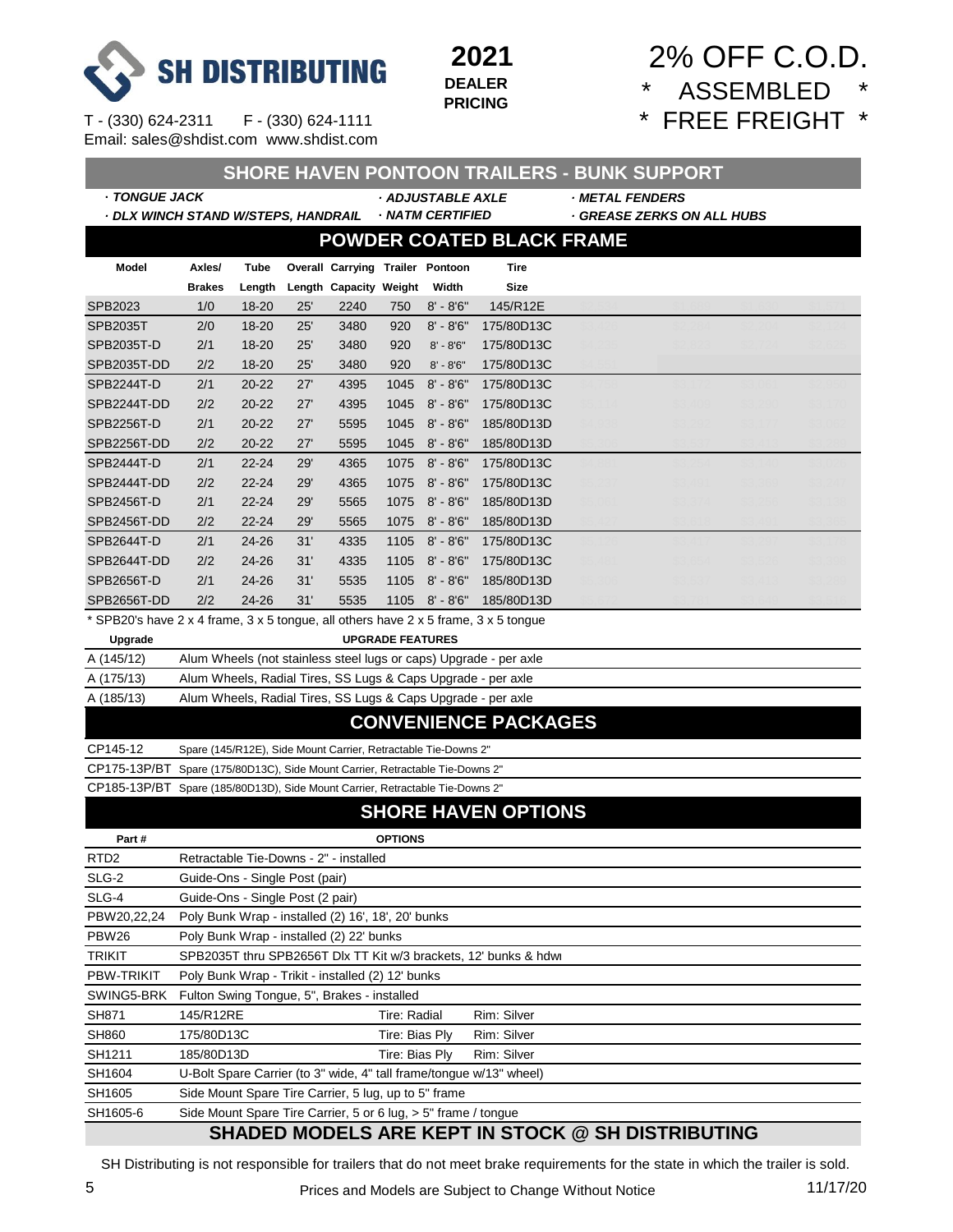# SH DISTRIBUTING

T - (330) 624-2311 F - (330) 624-1111
Email: sales@shdist.com www.shdist.com

**2021 DEALER PRICING**

2% OFF C.O.D.
\* ASSEMBLED \*
\* FREE FREIGHT \*

## SHORE HAVEN PONTOON TRAILERS - BUNK SUPPORT

- *TONGUE JACK*
- *DLX WINCH STAND W/STEPS, HANDRAIL*
- *ADJUSTABLE AXLE*
- *NATM CERTIFIED*
- *METAL FENDERS*
- *GREASE ZERKS ON ALL HUBS*

## POWDER COATED BLACK FRAME

| Model | Axles/ Brakes | Tube Length | Overall Length | Carrying Capacity | Trailer Weight | Pontoon Width | Tire Size |
|---|---|---|---|---|---|---|---|
| SPB2023 | 1/0 | 18-20 | 25' | 2240 | 750 | 8' - 8'6" | 145/R12E |
| SPB2035T | 2/0 | 18-20 | 25' | 3480 | 920 | 8' - 8'6" | 175/80D13C |
| SPB2035T-D | 2/1 | 18-20 | 25' | 3480 | 920 | 8' - 8'6" | 175/80D13C |
| SPB2035T-DD | 2/2 | 18-20 | 25' | 3480 | 920 | 8' - 8'6" | 175/80D13C |
| SPB2244T-D | 2/1 | 20-22 | 27' | 4395 | 1045 | 8' - 8'6" | 175/80D13C |
| SPB2244T-DD | 2/2 | 20-22 | 27' | 4395 | 1045 | 8' - 8'6" | 175/80D13C |
| SPB2256T-D | 2/1 | 20-22 | 27' | 5595 | 1045 | 8' - 8'6" | 185/80D13D |
| SPB2256T-DD | 2/2 | 20-22 | 27' | 5595 | 1045 | 8' - 8'6" | 185/80D13D |
| SPB2444T-D | 2/1 | 22-24 | 29' | 4365 | 1075 | 8' - 8'6" | 175/80D13C |
| SPB2444T-DD | 2/2 | 22-24 | 29' | 4365 | 1075 | 8' - 8'6" | 175/80D13C |
| SPB2456T-D | 2/1 | 22-24 | 29' | 5565 | 1075 | 8' - 8'6" | 185/80D13D |
| SPB2456T-DD | 2/2 | 22-24 | 29' | 5565 | 1075 | 8' - 8'6" | 185/80D13D |
| SPB2644T-D | 2/1 | 24-26 | 31' | 4335 | 1105 | 8' - 8'6" | 175/80D13C |
| SPB2644T-DD | 2/2 | 24-26 | 31' | 4335 | 1105 | 8' - 8'6" | 175/80D13C |
| SPB2656T-D | 2/1 | 24-26 | 31' | 5535 | 1105 | 8' - 8'6" | 185/80D13D |
| SPB2656T-DD | 2/2 | 24-26 | 31' | 5535 | 1105 | 8' - 8'6" | 185/80D13D |

\* SPB20's have 2 x 4 frame, 3 x 5 tongue, all others have 2 x 5 frame, 3 x 5 tongue

| Upgrade | UPGRADE FEATURES |
|---|---|
| A (145/12) | Alum Wheels (not stainless steel lugs or caps) Upgrade - per axle |
| A (175/13) | Alum Wheels, Radial Tires, SS Lugs & Caps Upgrade - per axle |
| A (185/13) | Alum Wheels, Radial Tires, SS Lugs & Caps Upgrade - per axle |

## CONVENIENCE PACKAGES

| | |
|---|---|
| CP145-12 | Spare (145/R12E), Side Mount Carrier, Retractable Tie-Downs 2" |
| CP175-13P/BT | Spare (175/80D13C), Side Mount Carrier, Retractable Tie-Downs 2" |
| CP185-13P/BT | Spare (185/80D13D), Side Mount Carrier, Retractable Tie-Downs 2" |

## SHORE HAVEN OPTIONS

| Part # | OPTIONS | | |
|---|---|---|---|
| RTD2 | Retractable Tie-Downs - 2" - installed | | |
| SLG-2 | Guide-Ons - Single Post (pair) | | |
| SLG-4 | Guide-Ons - Single Post (2 pair) | | |
| PBW20,22,24 | Poly Bunk Wrap - installed (2) 16', 18', 20' bunks | | |
| PBW26 | Poly Bunk Wrap - installed (2) 22' bunks | | |
| TRIKIT | SPB2035T thru SPB2656T Dlx TT Kit w/3 brackets, 12' bunks & hdw | | |
| PBW-TRIKIT | Poly Bunk Wrap - Trikit - installed (2) 12' bunks | | |
| SWING5-BRK | Fulton Swing Tongue, 5", Brakes - installed | | |
| SH871 | 145/R12RE | Tire: Radial | Rim: Silver |
| SH860 | 175/80D13C | Tire: Bias Ply | Rim: Silver |
| SH1211 | 185/80D13D | Tire: Bias Ply | Rim: Silver |
| SH1604 | U-Bolt Spare Carrier (to 3" wide, 4" tall frame/tongue w/13" wheel) | | |
| SH1605 | Side Mount Spare Tire Carrier, 5 lug, up to 5" frame | | |
| SH1605-6 | Side Mount Spare Tire Carrier, 5 or 6 lug, > 5" frame / tongue | | |

**SHADED MODELS ARE KEPT IN STOCK @ SH DISTRIBUTING**

SH Distributing is not responsible for trailers that do not meet brake requirements for the state in which the trailer is sold.

Prices and Models are Subject to Change Without Notice

11/17/20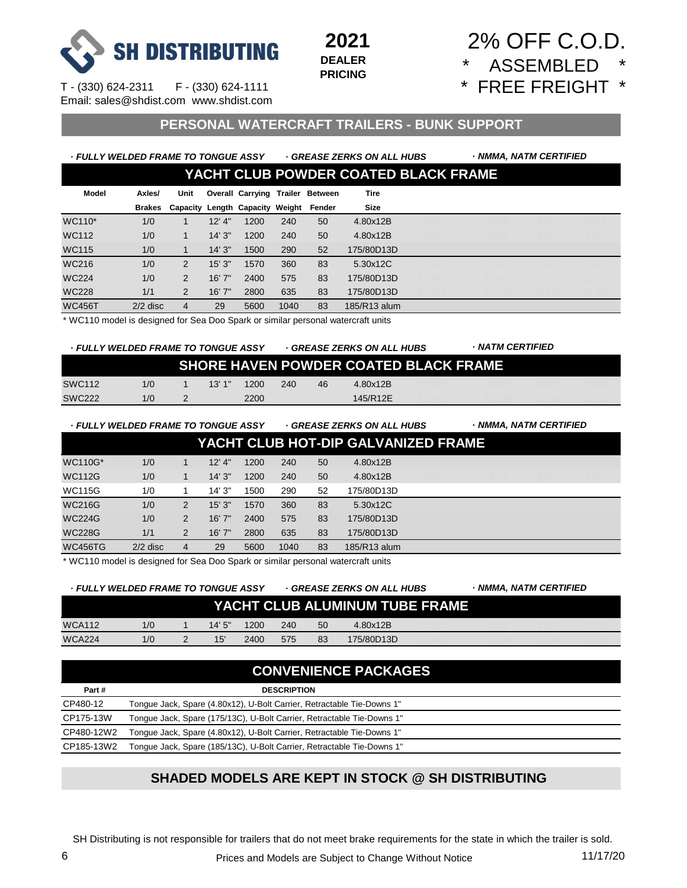# SH DISTRIBUTING

T - (330) 624-2311 F - (330) 624-1111
Email: sales@shdist.com www.shdist.com

**2021 DEALER PRICING**

2% OFF C.O.D.
\* ASSEMBLED \*
\* FREE FREIGHT \*

## PERSONAL WATERCRAFT TRAILERS - BUNK SUPPORT

*· FULLY WELDED FRAME TO TONGUE ASSY · GREASE ZERKS ON ALL HUBS · NMMA, NATM CERTIFIED*

### YACHT CLUB POWDER COATED BLACK FRAME

| Model | Axles/ Brakes | Unit Capacity | Overall Length | Carrying Capacity | Trailer Weight | Between Fender | Tire Size |
|---|---|---|---|---|---|---|---|
| WC110* | 1/0 | 1 | 12' 4" | 1200 | 240 | 50 | 4.80x12B |
| WC112 | 1/0 | 1 | 14' 3" | 1200 | 240 | 50 | 4.80x12B |
| WC115 | 1/0 | 1 | 14' 3" | 1500 | 290 | 52 | 175/80D13D |
| WC216 | 1/0 | 2 | 15' 3" | 1570 | 360 | 83 | 5.30x12C |
| WC224 | 1/0 | 2 | 16' 7" | 2400 | 575 | 83 | 175/80D13D |
| WC228 | 1/1 | 2 | 16' 7" | 2800 | 635 | 83 | 175/80D13D |
| WC456T | 2/2 disc | 4 | 29 | 5600 | 1040 | 83 | 185/R13 alum |

\* WC110 model is designed for Sea Doo Spark or similar personal watercraft units

*· FULLY WELDED FRAME TO TONGUE ASSY · GREASE ZERKS ON ALL HUBS · NATM CERTIFIED*

### SHORE HAVEN POWDER COATED BLACK FRAME

| | | | | | | | |
|---|---|---|---|---|---|---|---|
| SWC112 | 1/0 | 1 | 13' 1" | 1200 | 240 | 46 | 4.80x12B |
| SWC222 | 1/0 | 2 | | 2200 | | | 145/R12E |

*· FULLY WELDED FRAME TO TONGUE ASSY · GREASE ZERKS ON ALL HUBS · NMMA, NATM CERTIFIED*

### YACHT CLUB HOT-DIP GALVANIZED FRAME

| | | | | | | | |
|---|---|---|---|---|---|---|---|
| WC110G* | 1/0 | 1 | 12' 4" | 1200 | 240 | 50 | 4.80x12B |
| WC112G | 1/0 | 1 | 14' 3" | 1200 | 240 | 50 | 4.80x12B |
| WC115G | 1/0 | 1 | 14' 3" | 1500 | 290 | 52 | 175/80D13D |
| WC216G | 1/0 | 2 | 15' 3" | 1570 | 360 | 83 | 5.30x12C |
| WC224G | 1/0 | 2 | 16' 7" | 2400 | 575 | 83 | 175/80D13D |
| WC228G | 1/1 | 2 | 16' 7" | 2800 | 635 | 83 | 175/80D13D |
| WC456TG | 2/2 disc | 4 | 29 | 5600 | 1040 | 83 | 185/R13 alum |

\* WC110 model is designed for Sea Doo Spark or similar personal watercraft units

*· FULLY WELDED FRAME TO TONGUE ASSY · GREASE ZERKS ON ALL HUBS · NMMA, NATM CERTIFIED*

### YACHT CLUB ALUMINUM TUBE FRAME

| | | | | | | | |
|---|---|---|---|---|---|---|---|
| WCA112 | 1/0 | 1 | 14' 5" | 1200 | 240 | 50 | 4.80x12B |
| WCA224 | 1/0 | 2 | 15' | 2400 | 575 | 83 | 175/80D13D |

### CONVENIENCE PACKAGES

| Part # | DESCRIPTION |
|---|---|
| CP480-12 | Tongue Jack, Spare (4.80x12), U-Bolt Carrier, Retractable Tie-Downs 1" |
| CP175-13W | Tongue Jack, Spare (175/13C), U-Bolt Carrier, Retractable Tie-Downs 1" |
| CP480-12W2 | Tongue Jack, Spare (4.80x12), U-Bolt Carrier, Retractable Tie-Downs 1" |
| CP185-13W2 | Tongue Jack, Spare (185/13C), U-Bolt Carrier, Retractable Tie-Downs 1" |

## SHADED MODELS ARE KEPT IN STOCK @ SH DISTRIBUTING

SH Distributing is not responsible for trailers that do not meet brake requirements for the state in which the trailer is sold.

Prices and Models are Subject to Change Without Notice

11/17/20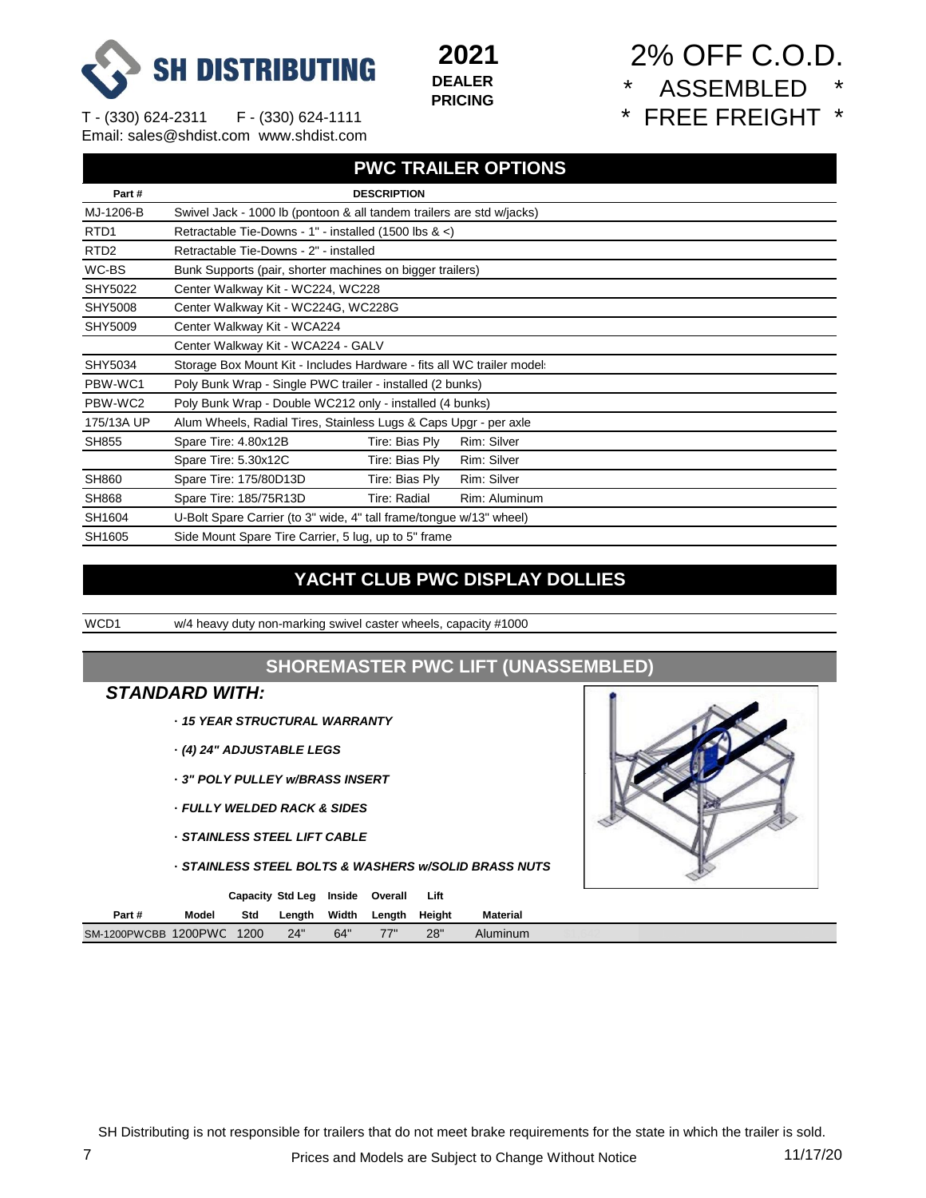**SH DISTRIBUTING**

T - (330) 624-2311 F - (330) 624-1111
Email: sales@shdist.com www.shdist.com

**2021**
**DEALER PRICING**

2% OFF C.O.D.
\* ASSEMBLED \*
\* FREE FREIGHT \*

## PWC TRAILER OPTIONS

| Part # | DESCRIPTION | | |
|---|---|---|---|
| MJ-1206-B | Swivel Jack - 1000 lb (pontoon & all tandem trailers are std w/jacks) | | |
| RTD1 | Retractable Tie-Downs - 1" - installed (1500 lbs & <) | | |
| RTD2 | Retractable Tie-Downs - 2" - installed | | |
| WC-BS | Bunk Supports (pair, shorter machines on bigger trailers) | | |
| SHY5022 | Center Walkway Kit - WC224, WC228 | | |
| SHY5008 | Center Walkway Kit - WC224G, WC228G | | |
| SHY5009 | Center Walkway Kit - WCA224 | | |
| | Center Walkway Kit - WCA224 - GALV | | |
| SHY5034 | Storage Box Mount Kit - Includes Hardware - fits all WC trailer model: | | |
| PBW-WC1 | Poly Bunk Wrap - Single PWC trailer - installed (2 bunks) | | |
| PBW-WC2 | Poly Bunk Wrap - Double WC212 only - installed (4 bunks) | | |
| 175/13A UP | Alum Wheels, Radial Tires, Stainless Lugs & Caps Upgr - per axle | | |
| SH855 | Spare Tire: 4.80x12B | Tire: Bias Ply | Rim: Silver |
| | Spare Tire: 5.30x12C | Tire: Bias Ply | Rim: Silver |
| SH860 | Spare Tire: 175/80D13D | Tire: Bias Ply | Rim: Silver |
| SH868 | Spare Tire: 185/75R13D | Tire: Radial | Rim: Aluminum |
| SH1604 | U-Bolt Spare Carrier (to 3" wide, 4" tall frame/tongue w/13" wheel) | | |
| SH1605 | Side Mount Spare Tire Carrier, 5 lug, up to 5" frame | | |

## YACHT CLUB PWC DISPLAY DOLLIES

| | |
|---|---|
| WCD1 | w/4 heavy duty non-marking swivel caster wheels, capacity #1000 |

## SHOREMASTER PWC LIFT (UNASSEMBLED)

***STANDARD WITH:***

- ***15 YEAR STRUCTURAL WARRANTY***
- ***(4) 24" ADJUSTABLE LEGS***
- ***3" POLY PULLEY w/BRASS INSERT***
- ***FULLY WELDED RACK & SIDES***
- ***STAINLESS STEEL LIFT CABLE***
- ***STAINLESS STEEL BOLTS & WASHERS w/SOLID BRASS NUTS***

| Part # | Model | Capacity Std | Std Leg Length | Inside Width | Overall Length | Lift Height | Material |
|---|---|---|---|---|---|---|---|
| SM-1200PWCBB | 1200PWC | 1200 | 24" | 64" | 77" | 28" | Aluminum |

SH Distributing is not responsible for trailers that do not meet brake requirements for the state in which the trailer is sold.

Prices and Models are Subject to Change Without Notice

11/17/20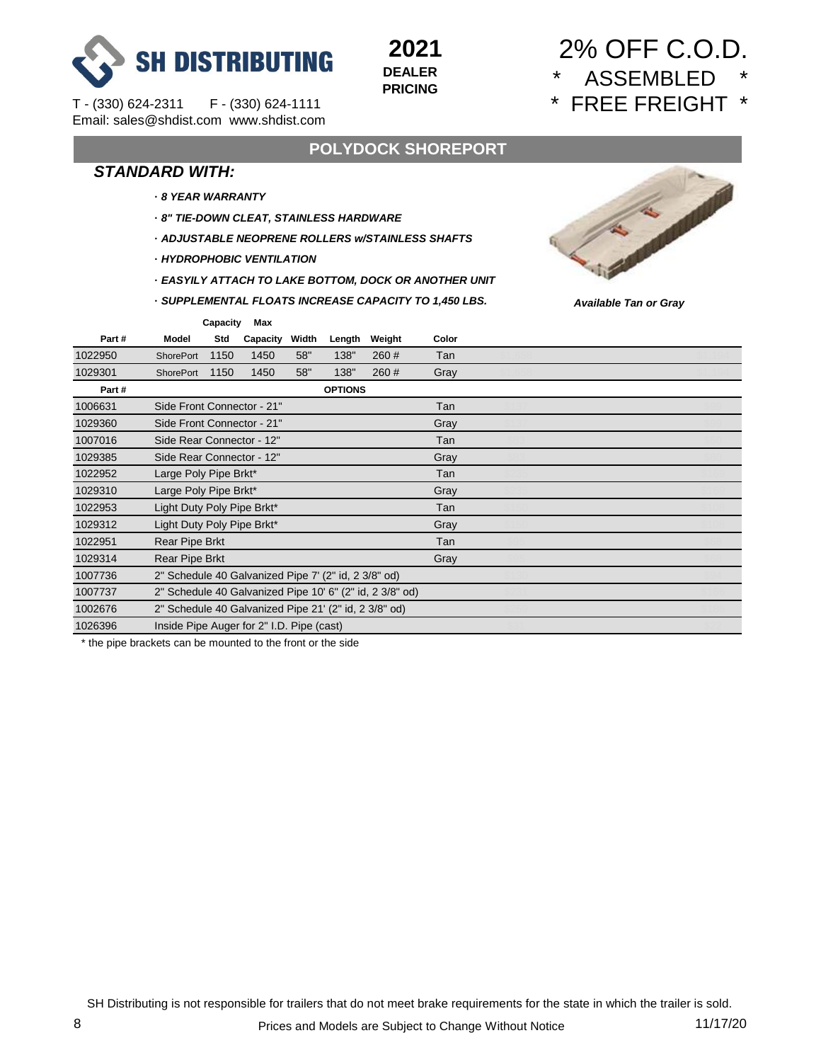# SH DISTRIBUTING

T - (330) 624-2311 F - (330) 624-1111
Email: sales@shdist.com www.shdist.com

**2021**
**DEALER PRICING**

2% OFF C.O.D.
* ASSEMBLED *
* FREE FREIGHT *

## POLYDOCK SHOREPORT

### *STANDARD WITH:*

- ***8 YEAR WARRANTY***
- ***8" TIE-DOWN CLEAT, STAINLESS HARDWARE***
- ***ADJUSTABLE NEOPRENE ROLLERS w/STAINLESS SHAFTS***
- ***HYDROPHOBIC VENTILATION***
- ***EASYILY ATTACH TO LAKE BOTTOM, DOCK OR ANOTHER UNIT***
- ***SUPPLEMENTAL FLOATS INCREASE CAPACITY TO 1,450 LBS.***

***Available Tan or Gray***

| Part # | Model | Capacity Std | Max Capacity | Width | Length | Weight | Color |
|---|---|---|---|---|---|---|---|
| 1022950 | ShorePort | 1150 | 1450 | 58" | 138" | 260 # | Tan |
| 1029301 | ShorePort | 1150 | 1450 | 58" | 138" | 260 # | Gray |
| **Part #** | **OPTIONS** | | | | | | |
| 1006631 | Side Front Connector - 21" | | | | | | Tan |
| 1029360 | Side Front Connector - 21" | | | | | | Gray |
| 1007016 | Side Rear Connector - 12" | | | | | | Tan |
| 1029385 | Side Rear Connector - 12" | | | | | | Gray |
| 1022952 | Large Poly Pipe Brkt* | | | | | | Tan |
| 1029310 | Large Poly Pipe Brkt* | | | | | | Gray |
| 1022953 | Light Duty Poly Pipe Brkt* | | | | | | Tan |
| 1029312 | Light Duty Poly Pipe Brkt* | | | | | | Gray |
| 1022951 | Rear Pipe Brkt | | | | | | Tan |
| 1029314 | Rear Pipe Brkt | | | | | | Gray |
| 1007736 | 2" Schedule 40 Galvanized Pipe 7' (2" id, 2 3/8" od) | | | | | | |
| 1007737 | 2" Schedule 40 Galvanized Pipe 10' 6" (2" id, 2 3/8" od) | | | | | | |
| 1002676 | 2" Schedule 40 Galvanized Pipe 21' (2" id, 2 3/8" od) | | | | | | |
| 1026396 | Inside Pipe Auger for 2" I.D. Pipe (cast) | | | | | | |

* the pipe brackets can be mounted to the front or the side

SH Distributing is not responsible for trailers that do not meet brake requirements for the state in which the trailer is sold.

Prices and Models are Subject to Change Without Notice

11/17/20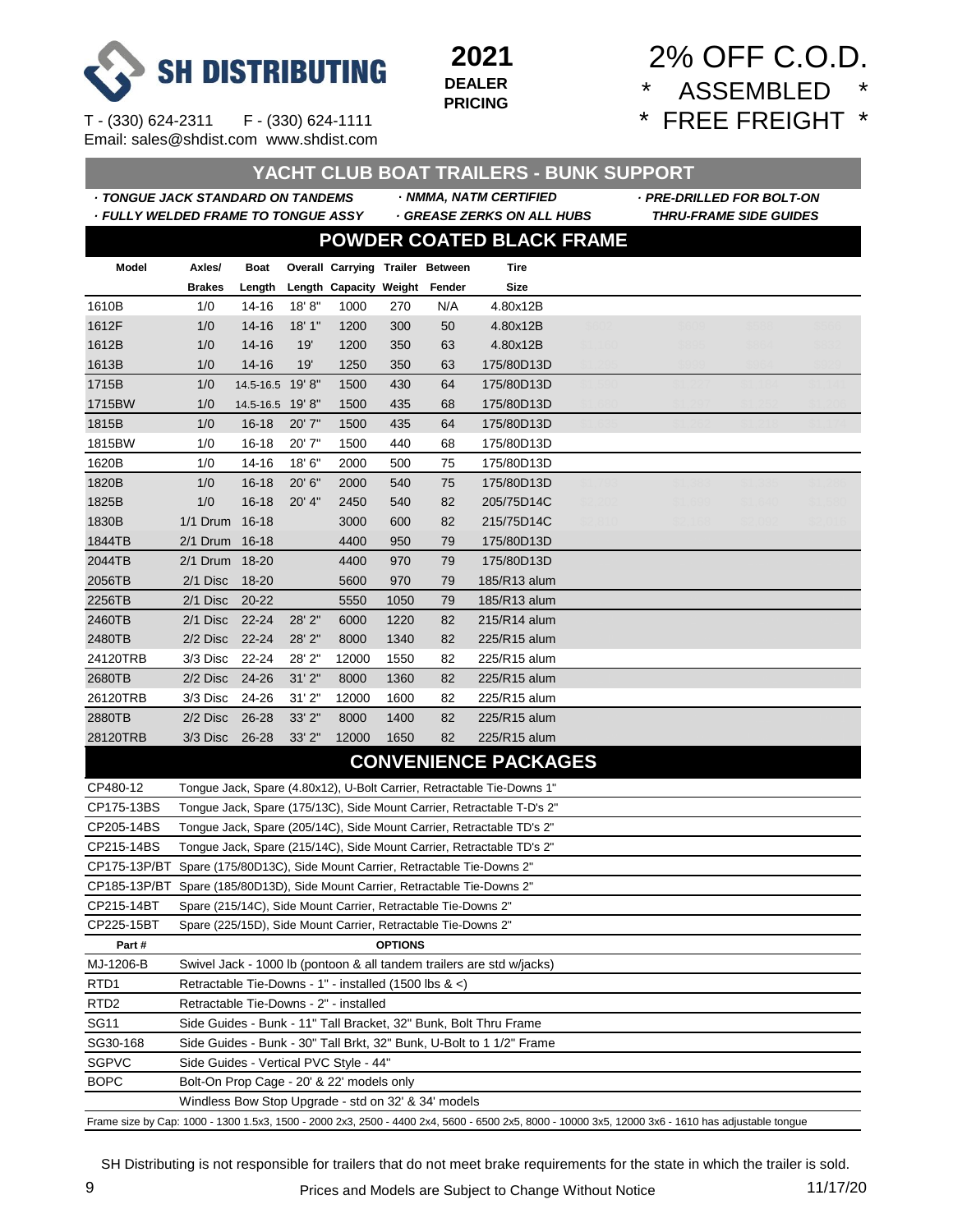# SH DISTRIBUTING

T - (330) 624-2311  F - (330) 624-1111
Email: sales@shdist.com  www.shdist.com

**2021 DEALER PRICING**

2% OFF C.O.D.
* ASSEMBLED *
* FREE FREIGHT *

## YACHT CLUB BOAT TRAILERS - BUNK SUPPORT

*· TONGUE JACK STANDARD ON TANDEMS*
*· FULLY WELDED FRAME TO TONGUE ASSY*
*· NMMA, NATM CERTIFIED*
*· GREASE ZERKS ON ALL HUBS*
*· PRE-DRILLED FOR BOLT-ON THRU-FRAME SIDE GUIDES*

## POWDER COATED BLACK FRAME

| Model | Axles/ Brakes | Boat Length | Overall Length | Carrying Capacity | Trailer Weight | Between Fender | Tire Size |
|---|---|---|---|---|---|---|---|
| 1610B | 1/0 | 14-16 | 18' 8" | 1000 | 270 | N/A | 4.80x12B |
| 1612F | 1/0 | 14-16 | 18' 1" | 1200 | 300 | 50 | 4.80x12B |
| 1612B | 1/0 | 14-16 | 19' | 1200 | 350 | 63 | 4.80x12B |
| 1613B | 1/0 | 14-16 | 19' | 1250 | 350 | 63 | 175/80D13D |
| 1715B | 1/0 | 14.5-16.5 | 19' 8" | 1500 | 430 | 64 | 175/80D13D |
| 1715BW | 1/0 | 14.5-16.5 | 19' 8" | 1500 | 435 | 68 | 175/80D13D |
| 1815B | 1/0 | 16-18 | 20' 7" | 1500 | 435 | 64 | 175/80D13D |
| 1815BW | 1/0 | 16-18 | 20' 7" | 1500 | 440 | 68 | 175/80D13D |
| 1620B | 1/0 | 14-16 | 18' 6" | 2000 | 500 | 75 | 175/80D13D |
| 1820B | 1/0 | 16-18 | 20' 6" | 2000 | 540 | 75 | 175/80D13D |
| 1825B | 1/0 | 16-18 | 20' 4" | 2450 | 540 | 82 | 205/75D14C |
| 1830B | 1/1 Drum | 16-18 | | 3000 | 600 | 82 | 215/75D14C |
| 1844TB | 2/1 Drum | 16-18 | | 4400 | 950 | 79 | 175/80D13D |
| 2044TB | 2/1 Drum | 18-20 | | 4400 | 970 | 79 | 175/80D13D |
| 2056TB | 2/1 Disc | 18-20 | | 5600 | 970 | 79 | 185/R13 alum |
| 2256TB | 2/1 Disc | 20-22 | | 5550 | 1050 | 79 | 185/R13 alum |
| 2460TB | 2/1 Disc | 22-24 | 28' 2" | 6000 | 1220 | 82 | 215/R14 alum |
| 2480TB | 2/2 Disc | 22-24 | 28' 2" | 8000 | 1340 | 82 | 225/R15 alum |
| 24120TRB | 3/3 Disc | 22-24 | 28' 2" | 12000 | 1550 | 82 | 225/R15 alum |
| 2680TB | 2/2 Disc | 24-26 | 31' 2" | 8000 | 1360 | 82 | 225/R15 alum |
| 26120TRB | 3/3 Disc | 24-26 | 31' 2" | 12000 | 1600 | 82 | 225/R15 alum |
| 2880TB | 2/2 Disc | 26-28 | 33' 2" | 8000 | 1400 | 82 | 225/R15 alum |
| 28120TRB | 3/3 Disc | 26-28 | 33' 2" | 12000 | 1650 | 82 | 225/R15 alum |

## CONVENIENCE PACKAGES

| Part # | Description |
|---|---|
| CP480-12 | Tongue Jack, Spare (4.80x12), U-Bolt Carrier, Retractable Tie-Downs 1" |
| CP175-13BS | Tongue Jack, Spare (175/13C), Side Mount Carrier, Retractable T-D's 2" |
| CP205-14BS | Tongue Jack, Spare (205/14C), Side Mount Carrier, Retractable TD's 2" |
| CP215-14BS | Tongue Jack, Spare (215/14C), Side Mount Carrier, Retractable TD's 2" |
| CP175-13P/BT | Spare (175/80D13C), Side Mount Carrier, Retractable Tie-Downs 2" |
| CP185-13P/BT | Spare (185/80D13D), Side Mount Carrier, Retractable Tie-Downs 2" |
| CP215-14BT | Spare (215/14C), Side Mount Carrier, Retractable Tie-Downs 2" |
| CP225-15BT | Spare (225/15D), Side Mount Carrier, Retractable Tie-Downs 2" |

| Part # | OPTIONS |
|---|---|
| MJ-1206-B | Swivel Jack - 1000 lb (pontoon & all tandem trailers are std w/jacks) |
| RTD1 | Retractable Tie-Downs - 1" - installed (1500 lbs & <) |
| RTD2 | Retractable Tie-Downs - 2" - installed |
| SG11 | Side Guides - Bunk - 11" Tall Bracket, 32" Bunk, Bolt Thru Frame |
| SG30-168 | Side Guides - Bunk - 30" Tall Brkt, 32" Bunk, U-Bolt to 1 1/2" Frame |
| SGPVC | Side Guides - Vertical PVC Style - 44" |
| BOPC | Bolt-On Prop Cage - 20' & 22' models only |
| | Windless Bow Stop Upgrade - std on 32' & 34' models |

Frame size by Cap: 1000 - 1300 1.5x3, 1500 - 2000 2x3, 2500 - 4400 2x4, 5600 - 6500 2x5, 8000 - 10000 3x5, 12000 3x6 - 1610 has adjustable tongue

SH Distributing is not responsible for trailers that do not meet brake requirements for the state in which the trailer is sold.

Prices and Models are Subject to Change Without Notice

11/17/20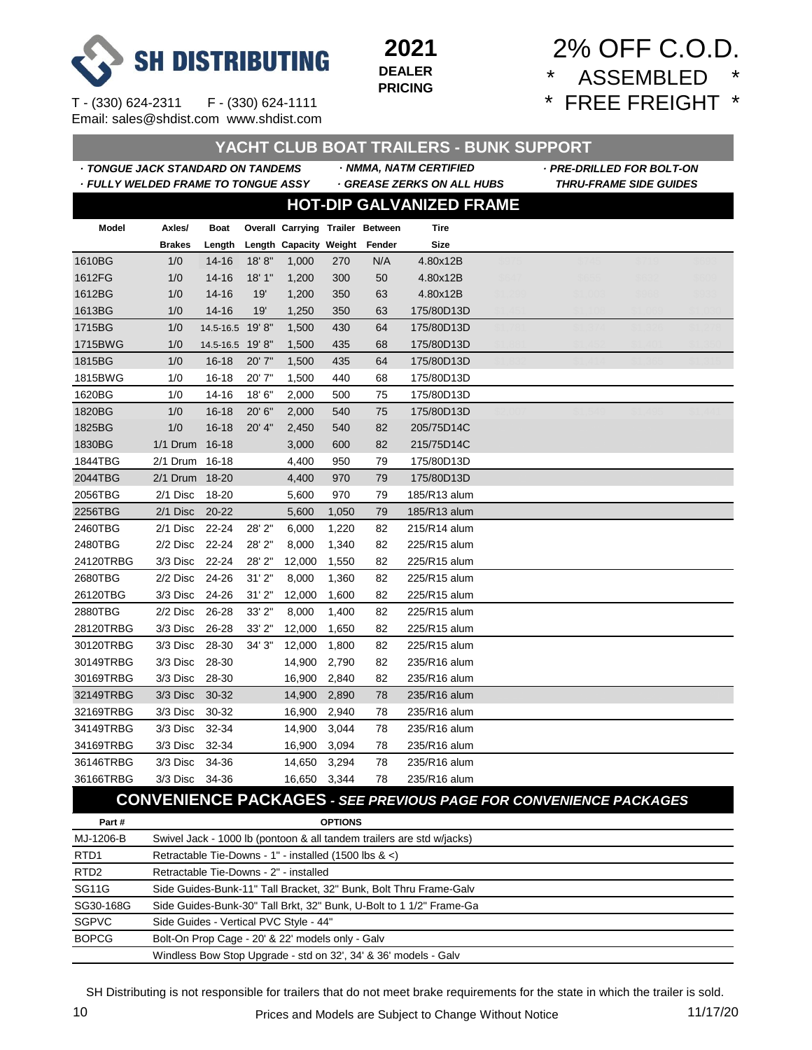**SH DISTRIBUTING**

T - (330) 624-2311 F - (330) 624-1111
Email: sales@shdist.com www.shdist.com

**2021**
**DEALER PRICING**

2% OFF C.O.D.
\* ASSEMBLED \*
\* FREE FREIGHT \*

## YACHT CLUB BOAT TRAILERS - BUNK SUPPORT

- *TONGUE JACK STANDARD ON TANDEMS*
- *FULLY WELDED FRAME TO TONGUE ASSY*
- *NMMA, NATM CERTIFIED*
- *GREASE ZERKS ON ALL HUBS*
- *PRE-DRILLED FOR BOLT-ON THRU-FRAME SIDE GUIDES*

### HOT-DIP GALVANIZED FRAME

| Model | Axles/ Brakes | Boat Length | Overall Length | Carrying Capacity | Trailer Weight | Between Fender | Tire Size |
|---|---|---|---|---|---|---|---|
| 1610BG | 1/0 | 14-16 | 18' 8" | 1,000 | 270 | N/A | 4.80x12B |
| 1612FG | 1/0 | 14-16 | 18' 1" | 1,200 | 300 | 50 | 4.80x12B |
| 1612BG | 1/0 | 14-16 | 19' | 1,200 | 350 | 63 | 4.80x12B |
| 1613BG | 1/0 | 14-16 | 19' | 1,250 | 350 | 63 | 175/80D13D |
| 1715BG | 1/0 | 14.5-16.5 | 19' 8" | 1,500 | 430 | 64 | 175/80D13D |
| 1715BWG | 1/0 | 14.5-16.5 | 19' 8" | 1,500 | 435 | 68 | 175/80D13D |
| 1815BG | 1/0 | 16-18 | 20' 7" | 1,500 | 435 | 64 | 175/80D13D |
| 1815BWG | 1/0 | 16-18 | 20' 7" | 1,500 | 440 | 68 | 175/80D13D |
| 1620BG | 1/0 | 14-16 | 18' 6" | 2,000 | 500 | 75 | 175/80D13D |
| 1820BG | 1/0 | 16-18 | 20' 6" | 2,000 | 540 | 75 | 175/80D13D |
| 1825BG | 1/0 | 16-18 | 20' 4" | 2,450 | 540 | 82 | 205/75D14C |
| 1830BG | 1/1 Drum | 16-18 | | 3,000 | 600 | 82 | 215/75D14C |
| 1844TBG | 2/1 Drum | 16-18 | | 4,400 | 950 | 79 | 175/80D13D |
| 2044TBG | 2/1 Drum | 18-20 | | 4,400 | 970 | 79 | 175/80D13D |
| 2056TBG | 2/1 Disc | 18-20 | | 5,600 | 970 | 79 | 185/R13 alum |
| 2256TBG | 2/1 Disc | 20-22 | | 5,600 | 1,050 | 79 | 185/R13 alum |
| 2460TBG | 2/1 Disc | 22-24 | 28' 2" | 6,000 | 1,220 | 82 | 215/R14 alum |
| 2480TBG | 2/2 Disc | 22-24 | 28' 2" | 8,000 | 1,340 | 82 | 225/R15 alum |
| 24120TRBG | 3/3 Disc | 22-24 | 28' 2" | 12,000 | 1,550 | 82 | 225/R15 alum |
| 2680TBG | 2/2 Disc | 24-26 | 31' 2" | 8,000 | 1,360 | 82 | 225/R15 alum |
| 26120TBG | 3/3 Disc | 24-26 | 31' 2" | 12,000 | 1,600 | 82 | 225/R15 alum |
| 2880TBG | 2/2 Disc | 26-28 | 33' 2" | 8,000 | 1,400 | 82 | 225/R15 alum |
| 28120TRBG | 3/3 Disc | 26-28 | 33' 2" | 12,000 | 1,650 | 82 | 225/R15 alum |
| 30120TRBG | 3/3 Disc | 28-30 | 34' 3" | 12,000 | 1,800 | 82 | 225/R15 alum |
| 30149TRBG | 3/3 Disc | 28-30 | | 14,900 | 2,790 | 82 | 235/R16 alum |
| 30169TRBG | 3/3 Disc | 28-30 | | 16,900 | 2,840 | 82 | 235/R16 alum |
| 32149TRBG | 3/3 Disc | 30-32 | | 14,900 | 2,890 | 78 | 235/R16 alum |
| 32169TRBG | 3/3 Disc | 30-32 | | 16,900 | 2,940 | 78 | 235/R16 alum |
| 34149TRBG | 3/3 Disc | 32-34 | | 14,900 | 3,044 | 78 | 235/R16 alum |
| 34169TRBG | 3/3 Disc | 32-34 | | 16,900 | 3,094 | 78 | 235/R16 alum |
| 36146TRBG | 3/3 Disc | 34-36 | | 14,650 | 3,294 | 78 | 235/R16 alum |
| 36166TRBG | 3/3 Disc | 34-36 | | 16,650 | 3,344 | 78 | 235/R16 alum |

### CONVENIENCE PACKAGES - *SEE PREVIOUS PAGE FOR CONVENIENCE PACKAGES*

| Part # | OPTIONS |
|---|---|
| MJ-1206-B | Swivel Jack - 1000 lb (pontoon & all tandem trailers are std w/jacks) |
| RTD1 | Retractable Tie-Downs - 1" - installed (1500 lbs & <) |
| RTD2 | Retractable Tie-Downs - 2" - installed |
| SG11G | Side Guides-Bunk-11" Tall Bracket, 32" Bunk, Bolt Thru Frame-Galv |
| SG30-168G | Side Guides-Bunk-30" Tall Brkt, 32" Bunk, U-Bolt to 1 1/2" Frame-Ga |
| SGPVC | Side Guides - Vertical PVC Style - 44" |
| BOPCG | Bolt-On Prop Cage - 20' & 22' models only - Galv |
| | Windless Bow Stop Upgrade - std on 32', 34' & 36' models - Galv |

SH Distributing is not responsible for trailers that do not meet brake requirements for the state in which the trailer is sold.

Prices and Models are Subject to Change Without Notice

11/17/20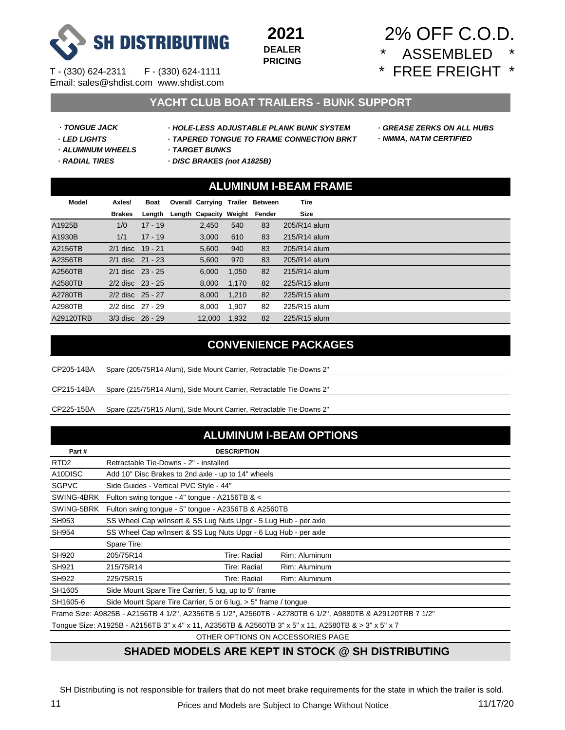# SH DISTRIBUTING

T - (330) 624-2311 F - (330) 624-1111
Email: sales@shdist.com www.shdist.com

**2021**
**DEALER**
**PRICING**

2% OFF C.O.D.
* ASSEMBLED *
* FREE FREIGHT *

## YACHT CLUB BOAT TRAILERS - BUNK SUPPORT

- *· TONGUE JACK*
- *· LED LIGHTS*
- *· ALUMINUM WHEELS*
- *· RADIAL TIRES*
- *· HOLE-LESS ADJUSTABLE PLANK BUNK SYSTEM*
- *· TAPERED TONGUE TO FRAME CONNECTION BRKT*
- *· TARGET BUNKS*
- *· DISC BRAKES (not A1825B)*
- *· GREASE ZERKS ON ALL HUBS*
- *· NMMA, NATM CERTIFIED*

## ALUMINUM I-BEAM FRAME

| Model | Axles/ Brakes | Boat Length | Overall Length | Carrying Capacity | Trailer Weight | Between Fender | Tire Size |
|---|---|---|---|---|---|---|---|
| A1925B | 1/0 | 17 - 19 | | 2,450 | 540 | 83 | 205/R14 alum |
| A1930B | 1/1 | 17 - 19 | | 3,000 | 610 | 83 | 215/R14 alum |
| A2156TB | 2/1 disc | 19 - 21 | | 5,600 | 940 | 83 | 205/R14 alum |
| A2356TB | 2/1 disc | 21 - 23 | | 5,600 | 970 | 83 | 205/R14 alum |
| A2560TB | 2/1 disc | 23 - 25 | | 6,000 | 1,050 | 82 | 215/R14 alum |
| A2580TB | 2/2 disc | 23 - 25 | | 8,000 | 1,170 | 82 | 225/R15 alum |
| A2780TB | 2/2 disc | 25 - 27 | | 8,000 | 1,210 | 82 | 225/R15 alum |
| A2980TB | 2/2 disc | 27 - 29 | | 8,000 | 1,907 | 82 | 225/R15 alum |
| A29120TRB | 3/3 disc | 26 - 29 | | 12,000 | 1,932 | 82 | 225/R15 alum |

## CONVENIENCE PACKAGES

| | |
|---|---|
| CP205-14BA | Spare (205/75R14 Alum), Side Mount Carrier, Retractable Tie-Downs 2" |
| CP215-14BA | Spare (215/75R14 Alum), Side Mount Carrier, Retractable Tie-Downs 2" |
| CP225-15BA | Spare (225/75R15 Alum), Side Mount Carrier, Retractable Tie-Downs 2" |

## ALUMINUM I-BEAM OPTIONS

| Part # | DESCRIPTION | | |
|---|---|---|---|
| RTD2 | Retractable Tie-Downs - 2" - installed | | |
| A10DISC | Add 10" Disc Brakes to 2nd axle - up to 14" wheels | | |
| SGPVC | Side Guides - Vertical PVC Style - 44" | | |
| SWING-4BRK | Fulton swing tongue - 4" tongue - A2156TB & < | | |
| SWING-5BRK | Fulton swing tongue - 5" tongue - A2356TB & A2560TB | | |
| SH953 | SS Wheel Cap w/Insert & SS Lug Nuts Upgr - 5 Lug Hub - per axle | | |
| SH954 | SS Wheel Cap w/Insert & SS Lug Nuts Upgr - 6 Lug Hub - per axle | | |
| | Spare Tire: | | |
| SH920 | 205/75R14 | Tire: Radial | Rim: Aluminum |
| SH921 | 215/75R14 | Tire: Radial | Rim: Aluminum |
| SH922 | 225/75R15 | Tire: Radial | Rim: Aluminum |
| SH1605 | Side Mount Spare Tire Carrier, 5 lug, up to 5" frame | | |
| SH1605-6 | Side Mount Spare Tire Carrier, 5 or 6 lug, > 5" frame / tongue | | |

Frame Size: A9825B - A2156TB 4 1/2", A2356TB 5 1/2", A2560TB - A2780TB 6 1/2", A9880TB & A29120TRB 7 1/2"

Tongue Size: A1925B - A2156TB 3" x 4" x 11, A2356TB & A2560TB 3" x 5" x 11, A2580TB & > 3" x 5" x 7

OTHER OPTIONS ON ACCESSORIES PAGE

**SHADED MODELS ARE KEPT IN STOCK @ SH DISTRIBUTING**

SH Distributing is not responsible for trailers that do not meet brake requirements for the state in which the trailer is sold.

Prices and Models are Subject to Change Without Notice

11/17/20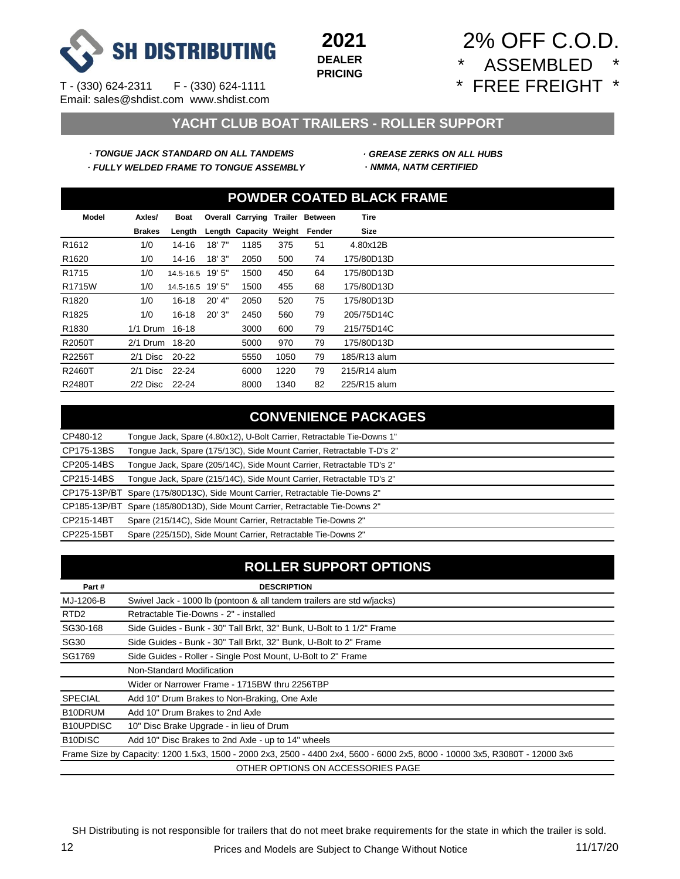# SH DISTRIBUTING

T - (330) 624-2311 F - (330) 624-1111
Email: sales@shdist.com www.shdist.com

**2021**
**DEALER**
**PRICING**

2% OFF C.O.D.
\* ASSEMBLED \*
\* FREE FREIGHT \*

## YACHT CLUB BOAT TRAILERS - ROLLER SUPPORT

- ***TONGUE JACK STANDARD ON ALL TANDEMS***
- ***FULLY WELDED FRAME TO TONGUE ASSEMBLY***
- ***GREASE ZERKS ON ALL HUBS***
- ***NMMA, NATM CERTIFIED***

### POWDER COATED BLACK FRAME

| Model | Axles/ Brakes | Boat Length | Overall Length | Carrying Capacity | Trailer Weight | Between Fender | Tire Size |
|---|---|---|---|---|---|---|---|
| R1612 | 1/0 | 14-16 | 18' 7" | 1185 | 375 | 51 | 4.80x12B |
| R1620 | 1/0 | 14-16 | 18' 3" | 2050 | 500 | 74 | 175/80D13D |
| R1715 | 1/0 | 14.5-16.5 | 19' 5" | 1500 | 450 | 64 | 175/80D13D |
| R1715W | 1/0 | 14.5-16.5 | 19' 5" | 1500 | 455 | 68 | 175/80D13D |
| R1820 | 1/0 | 16-18 | 20' 4" | 2050 | 520 | 75 | 175/80D13D |
| R1825 | 1/0 | 16-18 | 20' 3" | 2450 | 560 | 79 | 205/75D14C |
| R1830 | 1/1 Drum | 16-18 | | 3000 | 600 | 79 | 215/75D14C |
| R2050T | 2/1 Drum | 18-20 | | 5000 | 970 | 79 | 175/80D13D |
| R2256T | 2/1 Disc | 20-22 | | 5550 | 1050 | 79 | 185/R13 alum |
| R2460T | 2/1 Disc | 22-24 | | 6000 | 1220 | 79 | 215/R14 alum |
| R2480T | 2/2 Disc | 22-24 | | 8000 | 1340 | 82 | 225/R15 alum |

### CONVENIENCE PACKAGES

| | |
|---|---|
| CP480-12 | Tongue Jack, Spare (4.80x12), U-Bolt Carrier, Retractable Tie-Downs 1" |
| CP175-13BS | Tongue Jack, Spare (175/13C), Side Mount Carrier, Retractable T-D's 2" |
| CP205-14BS | Tongue Jack, Spare (205/14C), Side Mount Carrier, Retractable TD's 2" |
| CP215-14BS | Tongue Jack, Spare (215/14C), Side Mount Carrier, Retractable TD's 2" |
| CP175-13P/BT | Spare (175/80D13C), Side Mount Carrier, Retractable Tie-Downs 2" |
| CP185-13P/BT | Spare (185/80D13D), Side Mount Carrier, Retractable Tie-Downs 2" |
| CP215-14BT | Spare (215/14C), Side Mount Carrier, Retractable Tie-Downs 2" |
| CP225-15BT | Spare (225/15D), Side Mount Carrier, Retractable Tie-Downs 2" |

### ROLLER SUPPORT OPTIONS

| Part # | DESCRIPTION |
|---|---|
| MJ-1206-B | Swivel Jack - 1000 lb (pontoon & all tandem trailers are std w/jacks) |
| RTD2 | Retractable Tie-Downs - 2" - installed |
| SG30-168 | Side Guides - Bunk - 30" Tall Brkt, 32" Bunk, U-Bolt to 1 1/2" Frame |
| SG30 | Side Guides - Bunk - 30" Tall Brkt, 32" Bunk, U-Bolt to 2" Frame |
| SG1769 | Side Guides - Roller - Single Post Mount, U-Bolt to 2" Frame |
| | Non-Standard Modification |
| | Wider or Narrower Frame - 1715BW thru 2256TBP |
| SPECIAL | Add 10" Drum Brakes to Non-Braking, One Axle |
| B10DRUM | Add 10" Drum Brakes to 2nd Axle |
| B10UPDISC | 10" Disc Brake Upgrade - in lieu of Drum |
| B10DISC | Add 10" Disc Brakes to 2nd Axle - up to 14" wheels |

Frame Size by Capacity: 1200 1.5x3, 1500 - 2000 2x3, 2500 - 4400 2x4, 5600 - 6000 2x5, 8000 - 10000 3x5, R3080T - 12000 3x6

OTHER OPTIONS ON ACCESSORIES PAGE

SH Distributing is not responsible for trailers that do not meet brake requirements for the state in which the trailer is sold.

Prices and Models are Subject to Change Without Notice

11/17/20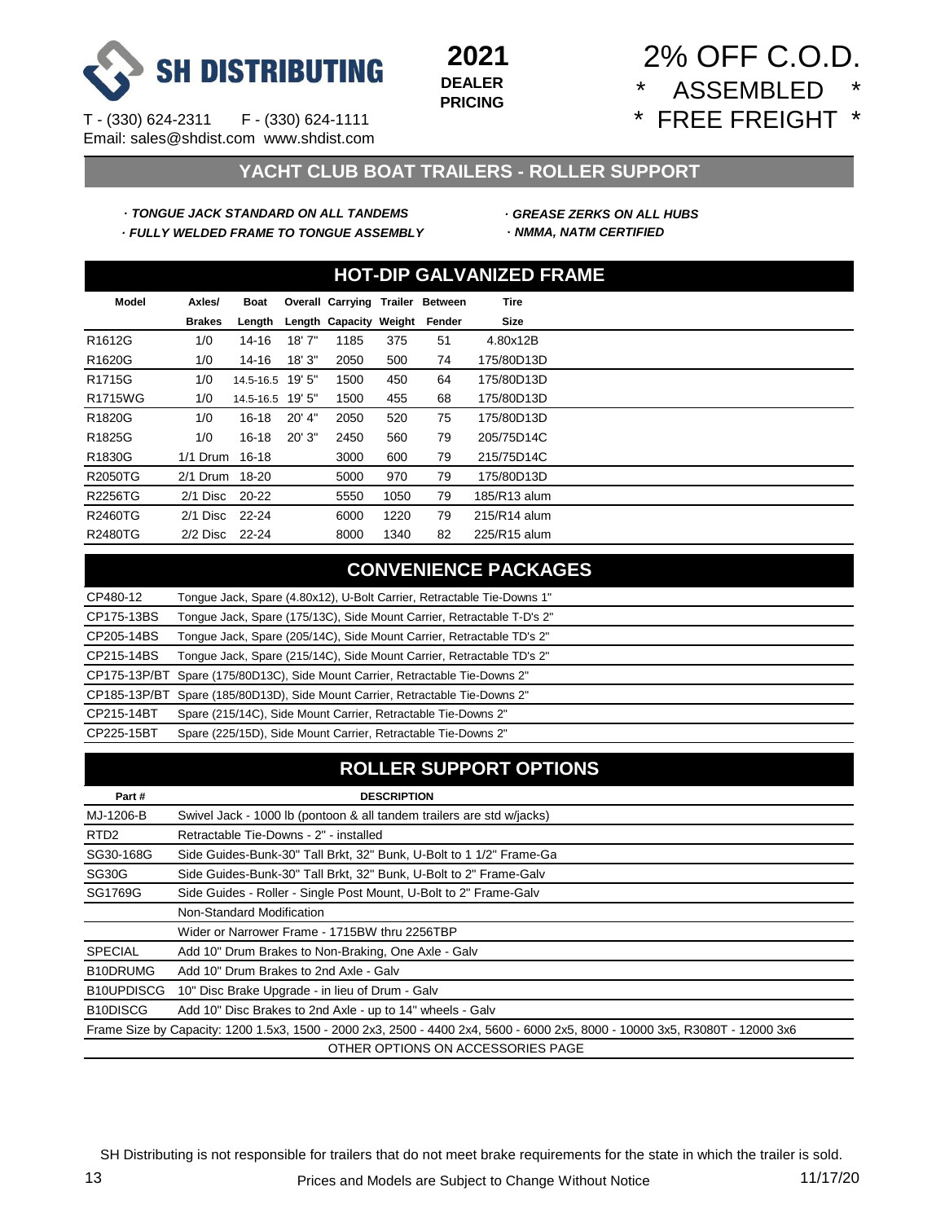**SH DISTRIBUTING**

T - (330) 624-2311 F - (330) 624-1111
Email: sales@shdist.com www.shdist.com

**2021**
**DEALER PRICING**

2% OFF C.O.D.
* ASSEMBLED *
* FREE FREIGHT *

## YACHT CLUB BOAT TRAILERS - ROLLER SUPPORT

- ***TONGUE JACK STANDARD ON ALL TANDEMS***
- ***FULLY WELDED FRAME TO TONGUE ASSEMBLY***
- ***GREASE ZERKS ON ALL HUBS***
- ***NMMA, NATM CERTIFIED***

### HOT-DIP GALVANIZED FRAME

| Model | Axles/ Brakes | Boat Length | Overall Length | Carrying Capacity | Trailer Weight | Between Fender | Tire Size |
|---|---|---|---|---|---|---|---|
| R1612G | 1/0 | 14-16 | 18' 7" | 1185 | 375 | 51 | 4.80x12B |
| R1620G | 1/0 | 14-16 | 18' 3" | 2050 | 500 | 74 | 175/80D13D |
| R1715G | 1/0 | 14.5-16.5 | 19' 5" | 1500 | 450 | 64 | 175/80D13D |
| R1715WG | 1/0 | 14.5-16.5 | 19' 5" | 1500 | 455 | 68 | 175/80D13D |
| R1820G | 1/0 | 16-18 | 20' 4" | 2050 | 520 | 75 | 175/80D13D |
| R1825G | 1/0 | 16-18 | 20' 3" | 2450 | 560 | 79 | 205/75D14C |
| R1830G | 1/1 Drum | 16-18 | | 3000 | 600 | 79 | 215/75D14C |
| R2050TG | 2/1 Drum | 18-20 | | 5000 | 970 | 79 | 175/80D13D |
| R2256TG | 2/1 Disc | 20-22 | | 5550 | 1050 | 79 | 185/R13 alum |
| R2460TG | 2/1 Disc | 22-24 | | 6000 | 1220 | 79 | 215/R14 alum |
| R2480TG | 2/2 Disc | 22-24 | | 8000 | 1340 | 82 | 225/R15 alum |

### CONVENIENCE PACKAGES

| | |
|---|---|
| CP480-12 | Tongue Jack, Spare (4.80x12), U-Bolt Carrier, Retractable Tie-Downs 1" |
| CP175-13BS | Tongue Jack, Spare (175/13C), Side Mount Carrier, Retractable T-D's 2" |
| CP205-14BS | Tongue Jack, Spare (205/14C), Side Mount Carrier, Retractable TD's 2" |
| CP215-14BS | Tongue Jack, Spare (215/14C), Side Mount Carrier, Retractable TD's 2" |
| CP175-13P/BT | Spare (175/80D13C), Side Mount Carrier, Retractable Tie-Downs 2" |
| CP185-13P/BT | Spare (185/80D13D), Side Mount Carrier, Retractable Tie-Downs 2" |
| CP215-14BT | Spare (215/14C), Side Mount Carrier, Retractable Tie-Downs 2" |
| CP225-15BT | Spare (225/15D), Side Mount Carrier, Retractable Tie-Downs 2" |

### ROLLER SUPPORT OPTIONS

| Part # | DESCRIPTION |
|---|---|
| MJ-1206-B | Swivel Jack - 1000 lb (pontoon & all tandem trailers are std w/jacks) |
| RTD2 | Retractable Tie-Downs - 2" - installed |
| SG30-168G | Side Guides-Bunk-30" Tall Brkt, 32" Bunk, U-Bolt to 1 1/2" Frame-Ga |
| SG30G | Side Guides-Bunk-30" Tall Brkt, 32" Bunk, U-Bolt to 2" Frame-Galv |
| SG1769G | Side Guides - Roller - Single Post Mount, U-Bolt to 2" Frame-Galv |
| | Non-Standard Modification |
| | Wider or Narrower Frame - 1715BW thru 2256TBP |
| SPECIAL | Add 10" Drum Brakes to Non-Braking, One Axle - Galv |
| B10DRUMG | Add 10" Drum Brakes to 2nd Axle - Galv |
| B10UPDISCG | 10" Disc Brake Upgrade - in lieu of Drum - Galv |
| B10DISCG | Add 10" Disc Brakes to 2nd Axle - up to 14" wheels - Galv |

Frame Size by Capacity: 1200 1.5x3, 1500 - 2000 2x3, 2500 - 4400 2x4, 5600 - 6000 2x5, 8000 - 10000 3x5, R3080T - 12000 3x6

OTHER OPTIONS ON ACCESSORIES PAGE

SH Distributing is not responsible for trailers that do not meet brake requirements for the state in which the trailer is sold.

Prices and Models are Subject to Change Without Notice

11/17/20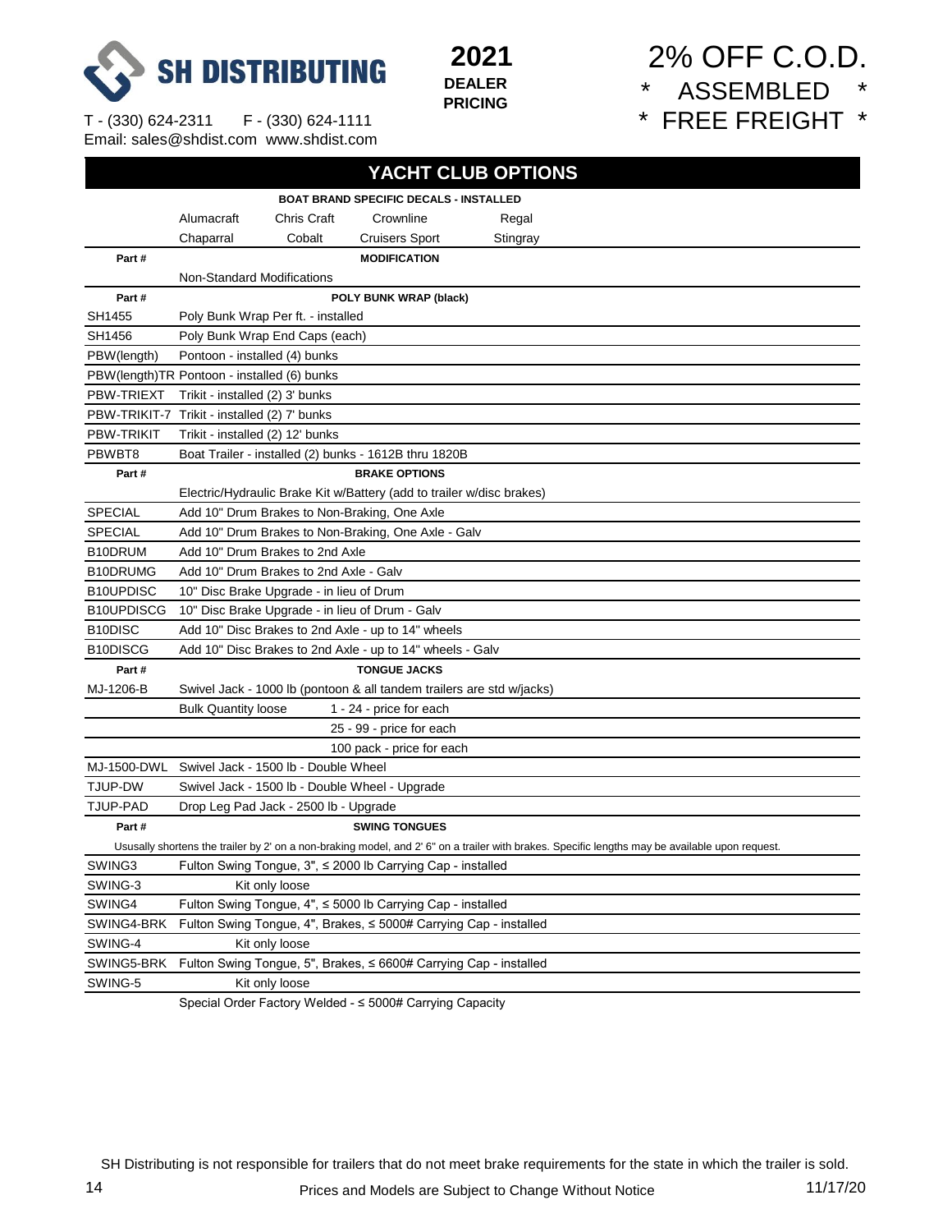# SH DISTRIBUTING

T - (330) 624-2311 F - (330) 624-1111
Email: sales@shdist.com www.shdist.com

**2021**
**DEALER PRICING**

2% OFF C.O.D.
* ASSEMBLED *
* FREE FREIGHT *

## YACHT CLUB OPTIONS

| | | | | |
|---|---|---|---|---|
| | **BOAT BRAND SPECIFIC DECALS - INSTALLED** | | | |
| | Alumacraft | Chris Craft | Crownline | Regal |
| | Chaparral | Cobalt | Cruisers Sport | Stingray |
| **Part #** | **MODIFICATION** | | | |
| | Non-Standard Modifications | | | |
| **Part #** | **POLY BUNK WRAP (black)** | | | |
| SH1455 | Poly Bunk Wrap Per ft. - installed | | | |
| SH1456 | Poly Bunk Wrap End Caps (each) | | | |
| PBW(length) | Pontoon - installed (4) bunks | | | |
| PBW(length)TR | Pontoon - installed (6) bunks | | | |
| PBW-TRIEXT | Trikit - installed (2) 3' bunks | | | |
| PBW-TRIKIT-7 | Trikit - installed (2) 7' bunks | | | |
| PBW-TRIKIT | Trikit - installed (2) 12' bunks | | | |
| PBWBT8 | Boat Trailer - installed (2) bunks - 1612B thru 1820B | | | |
| **Part #** | **BRAKE OPTIONS** | | | |
| | Electric/Hydraulic Brake Kit w/Battery (add to trailer w/disc brakes) | | | |
| SPECIAL | Add 10" Drum Brakes to Non-Braking, One Axle | | | |
| SPECIAL | Add 10" Drum Brakes to Non-Braking, One Axle - Galv | | | |
| B10DRUM | Add 10" Drum Brakes to 2nd Axle | | | |
| B10DRUMG | Add 10" Drum Brakes to 2nd Axle - Galv | | | |
| B10UPDISC | 10" Disc Brake Upgrade - in lieu of Drum | | | |
| B10UPDISCG | 10" Disc Brake Upgrade - in lieu of Drum - Galv | | | |
| B10DISC | Add 10" Disc Brakes to 2nd Axle - up to 14" wheels | | | |
| B10DISCG | Add 10" Disc Brakes to 2nd Axle - up to 14" wheels - Galv | | | |
| **Part #** | **TONGUE JACKS** | | | |
| MJ-1206-B | Swivel Jack - 1000 lb (pontoon & all tandem trailers are std w/jacks) | | | |
| | Bulk Quantity loose | 1 - 24 - price for each | | |
| | | 25 - 99 - price for each | | |
| | | 100 pack - price for each | | |
| MJ-1500-DWL | Swivel Jack - 1500 lb - Double Wheel | | | |
| TJUP-DW | Swivel Jack - 1500 lb - Double Wheel - Upgrade | | | |
| TJUP-PAD | Drop Leg Pad Jack - 2500 lb - Upgrade | | | |
| **Part #** | **SWING TONGUES** | | | |
| | Usually shortens the trailer by 2' on a non-braking model, and 2' 6" on a trailer with brakes. Specific lengths may be available upon request. | | | |
| SWING3 | Fulton Swing Tongue, 3", ≤ 2000 lb Carrying Cap - installed | | | |
| SWING-3 | Kit only loose | | | |
| SWING4 | Fulton Swing Tongue, 4", ≤ 5000 lb Carrying Cap - installed | | | |
| SWING4-BRK | Fulton Swing Tongue, 4", Brakes, ≤ 5000# Carrying Cap - installed | | | |
| SWING-4 | Kit only loose | | | |
| SWING5-BRK | Fulton Swing Tongue, 5", Brakes, ≤ 6600# Carrying Cap - installed | | | |
| SWING-5 | Kit only loose | | | |
| | Special Order Factory Welded - ≤ 5000# Carrying Capacity | | | |

SH Distributing is not responsible for trailers that do not meet brake requirements for the state in which the trailer is sold.

Prices and Models are Subject to Change Without Notice

11/17/20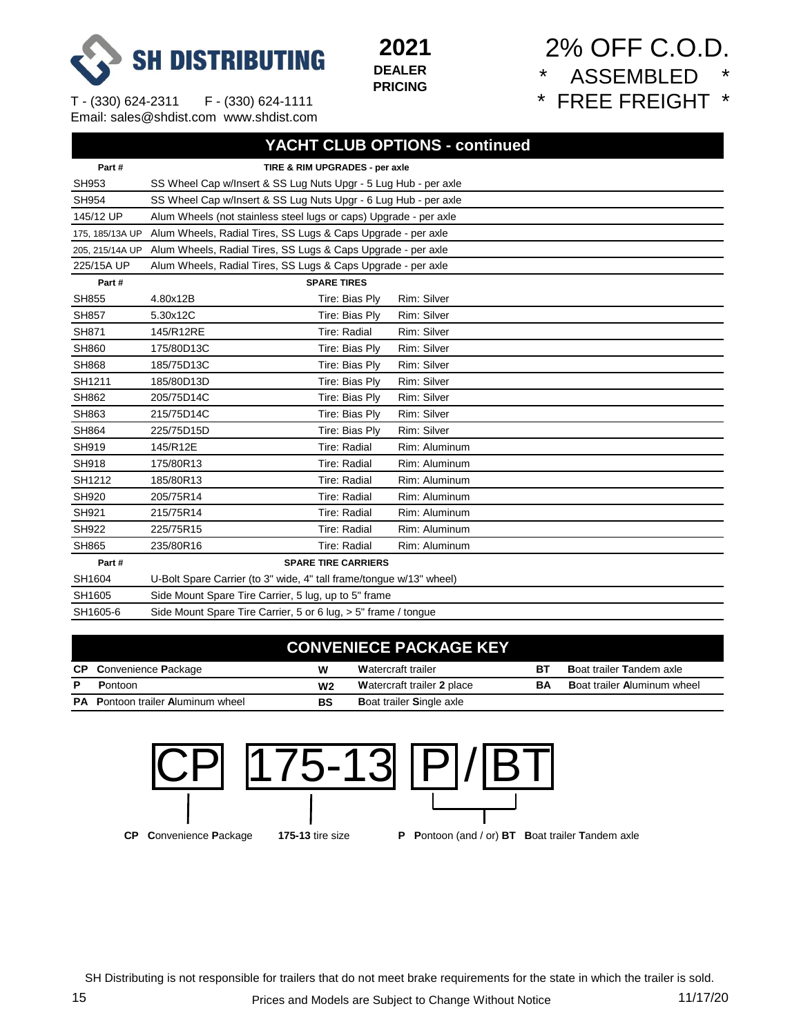SH DISTRIBUTING

T - (330) 624-2311 F - (330) 624-1111
Email: sales@shdist.com www.shdist.com

**2021 DEALER PRICING**

2% OFF C.O.D.
* ASSEMBLED *
* FREE FREIGHT *

## YACHT CLUB OPTIONS - continued

| Part # | TIRE & RIM UPGRADES - per axle |
|---|---|
| SH953 | SS Wheel Cap w/Insert & SS Lug Nuts Upgr - 5 Lug Hub - per axle |
| SH954 | SS Wheel Cap w/Insert & SS Lug Nuts Upgr - 6 Lug Hub - per axle |
| 145/12 UP | Alum Wheels (not stainless steel lugs or caps) Upgrade - per axle |
| 175, 185/13A UP | Alum Wheels, Radial Tires, SS Lugs & Caps Upgrade - per axle |
| 205, 215/14A UP | Alum Wheels, Radial Tires, SS Lugs & Caps Upgrade - per axle |
| 225/15A UP | Alum Wheels, Radial Tires, SS Lugs & Caps Upgrade - per axle |

| Part # | SPARE TIRES | | |
|---|---|---|---|
| SH855 | 4.80x12B | Tire: Bias Ply | Rim: Silver |
| SH857 | 5.30x12C | Tire: Bias Ply | Rim: Silver |
| SH871 | 145/R12RE | Tire: Radial | Rim: Silver |
| SH860 | 175/80D13C | Tire: Bias Ply | Rim: Silver |
| SH868 | 185/75D13C | Tire: Bias Ply | Rim: Silver |
| SH1211 | 185/80D13D | Tire: Bias Ply | Rim: Silver |
| SH862 | 205/75D14C | Tire: Bias Ply | Rim: Silver |
| SH863 | 215/75D14C | Tire: Bias Ply | Rim: Silver |
| SH864 | 225/75D15D | Tire: Bias Ply | Rim: Silver |
| SH919 | 145/R12E | Tire: Radial | Rim: Aluminum |
| SH918 | 175/80R13 | Tire: Radial | Rim: Aluminum |
| SH1212 | 185/80R13 | Tire: Radial | Rim: Aluminum |
| SH920 | 205/75R14 | Tire: Radial | Rim: Aluminum |
| SH921 | 215/75R14 | Tire: Radial | Rim: Aluminum |
| SH922 | 225/75R15 | Tire: Radial | Rim: Aluminum |
| SH865 | 235/80R16 | Tire: Radial | Rim: Aluminum |

| Part # | SPARE TIRE CARRIERS |
|---|---|
| SH1604 | U-Bolt Spare Carrier (to 3" wide, 4" tall frame/tongue w/13" wheel) |
| SH1605 | Side Mount Spare Tire Carrier, 5 lug, up to 5" frame |
| SH1605-6 | Side Mount Spare Tire Carrier, 5 or 6 lug, > 5" frame / tongue |

## CONVENIECE PACKAGE KEY

| | | | | | |
|---|---|---|---|---|---|
| **CP** | **C**onvenience **P**ackage | **W** | **W**atercraft trailer | **BT** | **B**oat trailer **T**andem axle |
| **P** | **P**ontoon | **W2** | **W**atercraft trailer **2** place | **BA** | **B**oat trailer **A**luminum wheel |
| **PA** | **P**ontoon trailer **A**luminum wheel | **BS** | **B**oat trailer **S**ingle axle | | |

CP 175-13 P / BT

**CP** **C**onvenience **P**ackage

**175-13** tire size

**P** **P**ontoon (and / or) **BT** **B**oat trailer **T**andem axle

SH Distributing is not responsible for trailers that do not meet brake requirements for the state in which the trailer is sold.

Prices and Models are Subject to Change Without Notice

11/17/20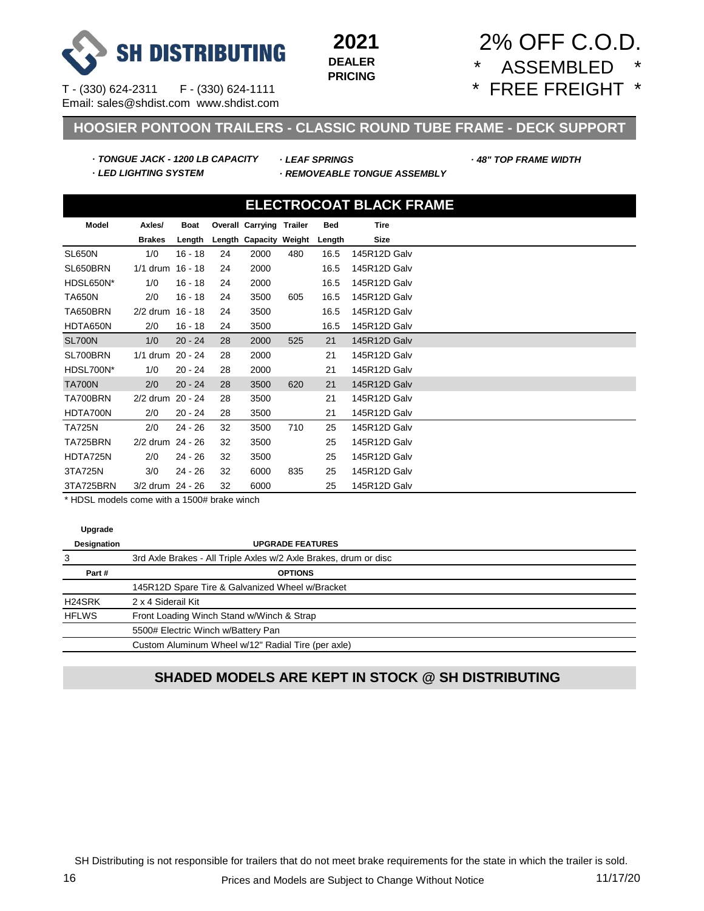**SH DISTRIBUTING**

T - (330) 624-2311 F - (330) 624-1111
Email: sales@shdist.com www.shdist.com

**2021**
**DEALER**
**PRICING**

2% OFF C.O.D.
\* ASSEMBLED \*
\* FREE FREIGHT \*

## HOOSIER PONTOON TRAILERS - CLASSIC ROUND TUBE FRAME - DECK SUPPORT

- *TONGUE JACK - 1200 LB CAPACITY*
- *LEAF SPRINGS*
- *48" TOP FRAME WIDTH*
- *LED LIGHTING SYSTEM*
- *REMOVEABLE TONGUE ASSEMBLY*

### ELECTROCOAT BLACK FRAME

| Model | Axles/ Brakes | Boat Length | Overall Length | Carrying Capacity | Trailer Weight | Bed Length | Tire Size |
|---|---|---|---|---|---|---|---|
| SL650N | 1/0 | 16 - 18 | 24 | 2000 | 480 | 16.5 | 145R12D Galv |
| SL650BRN | 1/1 drum | 16 - 18 | 24 | 2000 | | 16.5 | 145R12D Galv |
| HDSL650N* | 1/0 | 16 - 18 | 24 | 2000 | | 16.5 | 145R12D Galv |
| TA650N | 2/0 | 16 - 18 | 24 | 3500 | 605 | 16.5 | 145R12D Galv |
| TA650BRN | 2/2 drum | 16 - 18 | 24 | 3500 | | 16.5 | 145R12D Galv |
| HDTA650N | 2/0 | 16 - 18 | 24 | 3500 | | 16.5 | 145R12D Galv |
| SL700N | 1/0 | 20 - 24 | 28 | 2000 | 525 | 21 | 145R12D Galv |
| SL700BRN | 1/1 drum | 20 - 24 | 28 | 2000 | | 21 | 145R12D Galv |
| HDSL700N* | 1/0 | 20 - 24 | 28 | 2000 | | 21 | 145R12D Galv |
| TA700N | 2/0 | 20 - 24 | 28 | 3500 | 620 | 21 | 145R12D Galv |
| TA700BRN | 2/2 drum | 20 - 24 | 28 | 3500 | | 21 | 145R12D Galv |
| HDTA700N | 2/0 | 20 - 24 | 28 | 3500 | | 21 | 145R12D Galv |
| TA725N | 2/0 | 24 - 26 | 32 | 3500 | 710 | 25 | 145R12D Galv |
| TA725BRN | 2/2 drum | 24 - 26 | 32 | 3500 | | 25 | 145R12D Galv |
| HDTA725N | 2/0 | 24 - 26 | 32 | 3500 | | 25 | 145R12D Galv |
| 3TA725N | 3/0 | 24 - 26 | 32 | 6000 | 835 | 25 | 145R12D Galv |
| 3TA725BRN | 3/2 drum | 24 - 26 | 32 | 6000 | | 25 | 145R12D Galv |

\* HDSL models come with a 1500# brake winch

| Upgrade Designation | UPGRADE FEATURES |
|---|---|
| 3 | 3rd Axle Brakes - All Triple Axles w/2 Axle Brakes, drum or disc |

| Part # | OPTIONS |
|---|---|
| | 145R12D Spare Tire & Galvanized Wheel w/Bracket |
| H24SRK | 2 x 4 Siderail Kit |
| HFLWS | Front Loading Winch Stand w/Winch & Strap |
| | 5500# Electric Winch w/Battery Pan |
| | Custom Aluminum Wheel w/12" Radial Tire (per axle) |

### SHADED MODELS ARE KEPT IN STOCK @ SH DISTRIBUTING

SH Distributing is not responsible for trailers that do not meet brake requirements for the state in which the trailer is sold.

Prices and Models are Subject to Change Without Notice

11/17/20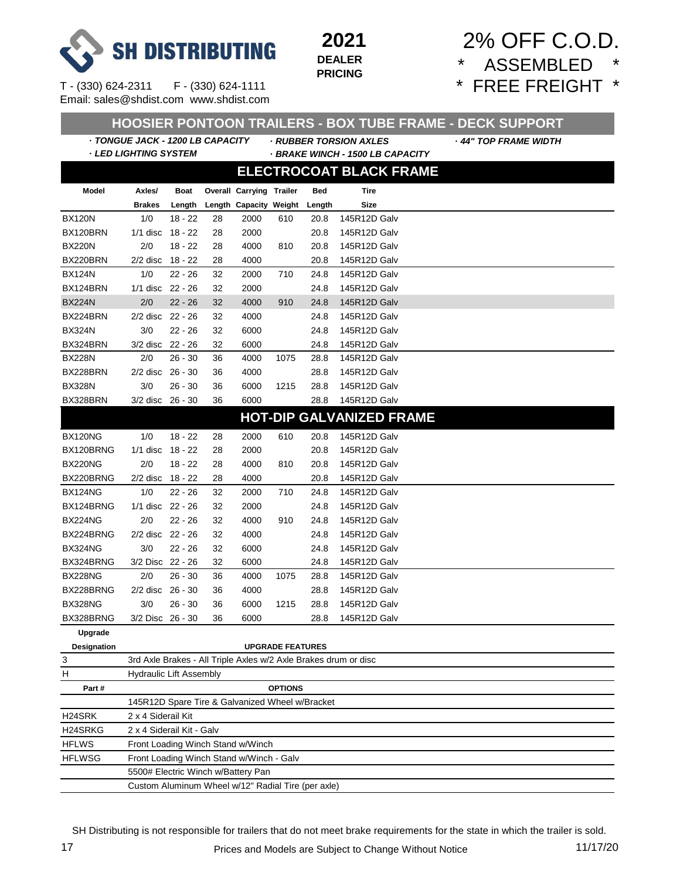# SH DISTRIBUTING

T - (330) 624-2311 F - (330) 624-1111
Email: sales@shdist.com www.shdist.com

**2021 DEALER PRICING**

2% OFF C.O.D.
* ASSEMBLED *
* FREE FREIGHT *

## HOOSIER PONTOON TRAILERS - BOX TUBE FRAME - DECK SUPPORT

*· TONGUE JACK - 1200 LB CAPACITY* *· RUBBER TORSION AXLES* *· 44" TOP FRAME WIDTH*
*· LED LIGHTING SYSTEM* *· BRAKE WINCH - 1500 LB CAPACITY*

### ELECTROCOAT BLACK FRAME

| Model | Axles/ Brakes | Boat Length | Overall Length | Carrying Capacity | Trailer Weight | Bed Length | Tire Size |
|---|---|---|---|---|---|---|---|
| BX120N | 1/0 | 18 - 22 | 28 | 2000 | 610 | 20.8 | 145R12D Galv |
| BX120BRN | 1/1 disc | 18 - 22 | 28 | 2000 | | 20.8 | 145R12D Galv |
| BX220N | 2/0 | 18 - 22 | 28 | 4000 | 810 | 20.8 | 145R12D Galv |
| BX220BRN | 2/2 disc | 18 - 22 | 28 | 4000 | | 20.8 | 145R12D Galv |
| BX124N | 1/0 | 22 - 26 | 32 | 2000 | 710 | 24.8 | 145R12D Galv |
| BX124BRN | 1/1 disc | 22 - 26 | 32 | 2000 | | 24.8 | 145R12D Galv |
| BX224N | 2/0 | 22 - 26 | 32 | 4000 | 910 | 24.8 | 145R12D Galv |
| BX224BRN | 2/2 disc | 22 - 26 | 32 | 4000 | | 24.8 | 145R12D Galv |
| BX324N | 3/0 | 22 - 26 | 32 | 6000 | | 24.8 | 145R12D Galv |
| BX324BRN | 3/2 disc | 22 - 26 | 32 | 6000 | | 24.8 | 145R12D Galv |
| BX228N | 2/0 | 26 - 30 | 36 | 4000 | 1075 | 28.8 | 145R12D Galv |
| BX228BRN | 2/2 disc | 26 - 30 | 36 | 4000 | | 28.8 | 145R12D Galv |
| BX328N | 3/0 | 26 - 30 | 36 | 6000 | 1215 | 28.8 | 145R12D Galv |
| BX328BRN | 3/2 disc | 26 - 30 | 36 | 6000 | | 28.8 | 145R12D Galv |

### HOT-DIP GALVANIZED FRAME

| Model | Axles/ Brakes | Boat Length | Overall Length | Carrying Capacity | Trailer Weight | Bed Length | Tire Size |
|---|---|---|---|---|---|---|---|
| BX120NG | 1/0 | 18 - 22 | 28 | 2000 | 610 | 20.8 | 145R12D Galv |
| BX120BRNG | 1/1 disc | 18 - 22 | 28 | 2000 | | 20.8 | 145R12D Galv |
| BX220NG | 2/0 | 18 - 22 | 28 | 4000 | 810 | 20.8 | 145R12D Galv |
| BX220BRNG | 2/2 disc | 18 - 22 | 28 | 4000 | | 20.8 | 145R12D Galv |
| BX124NG | 1/0 | 22 - 26 | 32 | 2000 | 710 | 24.8 | 145R12D Galv |
| BX124BRNG | 1/1 disc | 22 - 26 | 32 | 2000 | | 24.8 | 145R12D Galv |
| BX224NG | 2/0 | 22 - 26 | 32 | 4000 | 910 | 24.8 | 145R12D Galv |
| BX224BRNG | 2/2 disc | 22 - 26 | 32 | 4000 | | 24.8 | 145R12D Galv |
| BX324NG | 3/0 | 22 - 26 | 32 | 6000 | | 24.8 | 145R12D Galv |
| BX324BRNG | 3/2 Disc | 22 - 26 | 32 | 6000 | | 24.8 | 145R12D Galv |
| BX228NG | 2/0 | 26 - 30 | 36 | 4000 | 1075 | 28.8 | 145R12D Galv |
| BX228BRNG | 2/2 disc | 26 - 30 | 36 | 4000 | | 28.8 | 145R12D Galv |
| BX328NG | 3/0 | 26 - 30 | 36 | 6000 | 1215 | 28.8 | 145R12D Galv |
| BX328BRNG | 3/2 Disc | 26 - 30 | 36 | 6000 | | 28.8 | 145R12D Galv |

| Upgrade Designation | UPGRADE FEATURES |
|---|---|
| 3 | 3rd Axle Brakes - All Triple Axles w/2 Axle Brakes drum or disc |
| H | Hydraulic Lift Assembly |

| Part # | OPTIONS |
|---|---|
| | 145R12D Spare Tire & Galvanized Wheel w/Bracket |
| H24SRK | 2 x 4 Siderail Kit |
| H24SRKG | 2 x 4 Siderail Kit - Galv |
| HFLWS | Front Loading Winch Stand w/Winch |
| HFLWSG | Front Loading Winch Stand w/Winch - Galv |
| | 5500# Electric Winch w/Battery Pan |
| | Custom Aluminum Wheel w/12" Radial Tire (per axle) |

SH Distributing is not responsible for trailers that do not meet brake requirements for the state in which the trailer is sold.

Prices and Models are Subject to Change Without Notice

11/17/20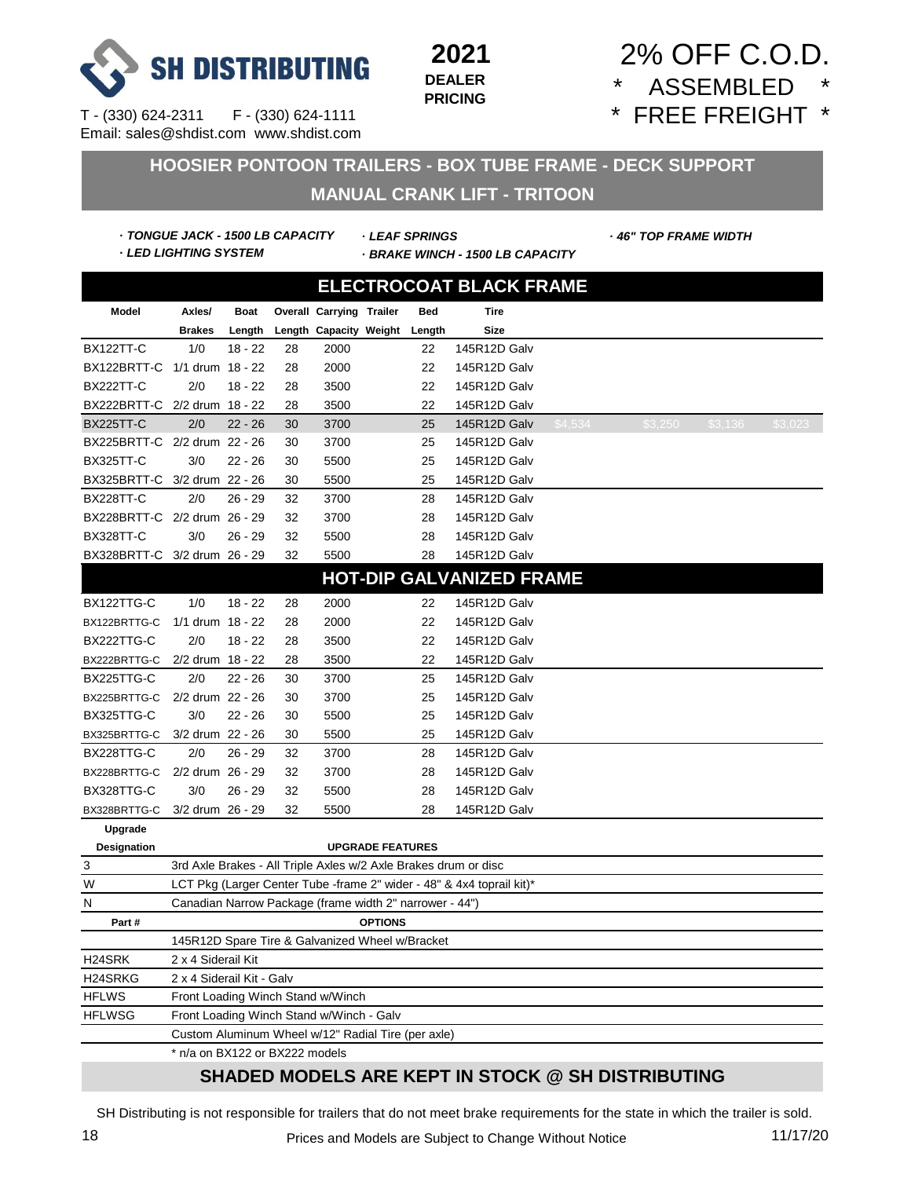**SH DISTRIBUTING**

T - (330) 624-2311     F - (330) 624-1111
Email: sales@shdist.com  www.shdist.com

**2021**
**DEALER**
**PRICING**

2% OFF C.O.D.
\* ASSEMBLED \*
\* FREE FREIGHT \*

## HOOSIER PONTOON TRAILERS - BOX TUBE FRAME - DECK SUPPORT
## MANUAL CRANK LIFT - TRITOON

- *TONGUE JACK - 1500 LB CAPACITY*
- *LED LIGHTING SYSTEM*
- *LEAF SPRINGS*
- *BRAKE WINCH - 1500 LB CAPACITY*
- *46" TOP FRAME WIDTH*

### ELECTROCOAT BLACK FRAME

| Model | Axles/ Brakes | Boat Length | Overall Length | Carrying Capacity | Trailer Weight | Bed Length | Tire Size | | | | |
|---|---|---|---|---|---|---|---|---|---|---|---|
| BX122TT-C | 1/0 | 18 - 22 | 28 | 2000 | | 22 | 145R12D Galv | | | | |
| BX122BRTT-C | 1/1 drum | 18 - 22 | 28 | 2000 | | 22 | 145R12D Galv | | | | |
| BX222TT-C | 2/0 | 18 - 22 | 28 | 3500 | | 22 | 145R12D Galv | | | | |
| BX222BRTT-C | 2/2 drum | 18 - 22 | 28 | 3500 | | 22 | 145R12D Galv | | | | |
| BX225TT-C | 2/0 | 22 - 26 | 30 | 3700 | | 25 | 145R12D Galv | $4,534 | $3,250 | $3,136 | $3,023 |
| BX225BRTT-C | 2/2 drum | 22 - 26 | 30 | 3700 | | 25 | 145R12D Galv | | | | |
| BX325TT-C | 3/0 | 22 - 26 | 30 | 5500 | | 25 | 145R12D Galv | | | | |
| BX325BRTT-C | 3/2 drum | 22 - 26 | 30 | 5500 | | 25 | 145R12D Galv | | | | |
| BX228TT-C | 2/0 | 26 - 29 | 32 | 3700 | | 28 | 145R12D Galv | | | | |
| BX228BRTT-C | 2/2 drum | 26 - 29 | 32 | 3700 | | 28 | 145R12D Galv | | | | |
| BX328TT-C | 3/0 | 26 - 29 | 32 | 5500 | | 28 | 145R12D Galv | | | | |
| BX328BRTT-C | 3/2 drum | 26 - 29 | 32 | 5500 | | 28 | 145R12D Galv | | | | |

### HOT-DIP GALVANIZED FRAME

| Model | Axles/ Brakes | Boat Length | Overall Length | Carrying Capacity | Trailer Weight | Bed Length | Tire Size |
|---|---|---|---|---|---|---|---|
| BX122TTG-C | 1/0 | 18 - 22 | 28 | 2000 | | 22 | 145R12D Galv |
| BX122BRTTG-C | 1/1 drum | 18 - 22 | 28 | 2000 | | 22 | 145R12D Galv |
| BX222TTG-C | 2/0 | 18 - 22 | 28 | 3500 | | 22 | 145R12D Galv |
| BX222BRTTG-C | 2/2 drum | 18 - 22 | 28 | 3500 | | 22 | 145R12D Galv |
| BX225TTG-C | 2/0 | 22 - 26 | 30 | 3700 | | 25 | 145R12D Galv |
| BX225BRTTG-C | 2/2 drum | 22 - 26 | 30 | 3700 | | 25 | 145R12D Galv |
| BX325TTG-C | 3/0 | 22 - 26 | 30 | 5500 | | 25 | 145R12D Galv |
| BX325BRTTG-C | 3/2 drum | 22 - 26 | 30 | 5500 | | 25 | 145R12D Galv |
| BX228TTG-C | 2/0 | 26 - 29 | 32 | 3700 | | 28 | 145R12D Galv |
| BX228BRTTG-C | 2/2 drum | 26 - 29 | 32 | 3700 | | 28 | 145R12D Galv |
| BX328TTG-C | 3/0 | 26 - 29 | 32 | 5500 | | 28 | 145R12D Galv |
| BX328BRTTG-C | 3/2 drum | 26 - 29 | 32 | 5500 | | 28 | 145R12D Galv |

| Upgrade Designation | UPGRADE FEATURES |
|---|---|
| 3 | 3rd Axle Brakes - All Triple Axles w/2 Axle Brakes drum or disc |
| W | LCT Pkg (Larger Center Tube -frame 2" wider - 48" & 4x4 toprail kit)* |
| N | Canadian Narrow Package (frame width 2" narrower - 44") |

| Part # | OPTIONS |
|---|---|
| | 145R12D Spare Tire & Galvanized Wheel w/Bracket |
| H24SRK | 2 x 4 Siderail Kit |
| H24SRKG | 2 x 4 Siderail Kit - Galv |
| HFLWS | Front Loading Winch Stand w/Winch |
| HFLWSG | Front Loading Winch Stand w/Winch - Galv |
| | Custom Aluminum Wheel w/12" Radial Tire (per axle) |
| | * n/a on BX122 or BX222 models |

**SHADED MODELS ARE KEPT IN STOCK @ SH DISTRIBUTING**

SH Distributing is not responsible for trailers that do not meet brake requirements for the state in which the trailer is sold.

Prices and Models are Subject to Change Without Notice

11/17/20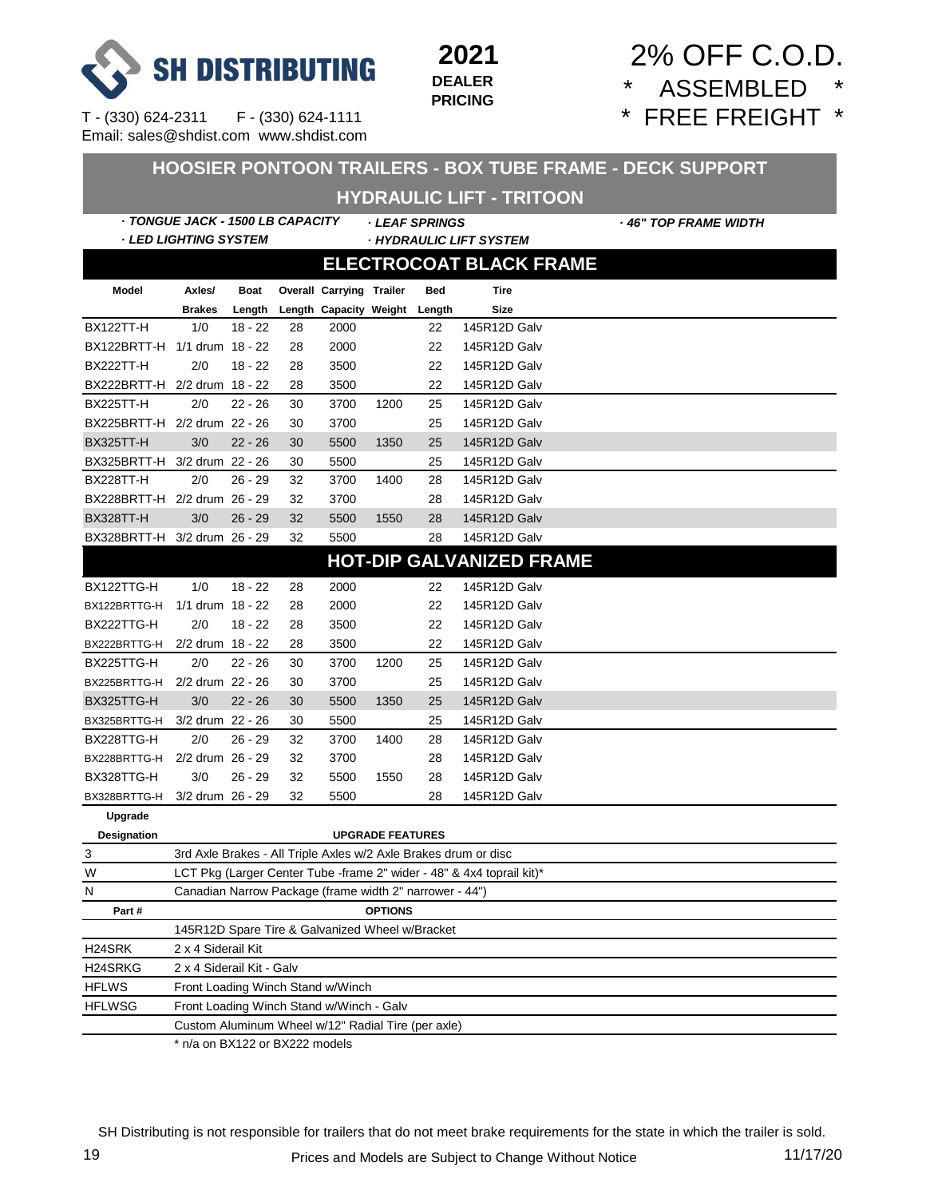# SH DISTRIBUTING

T - (330) 624-2311 F - (330) 624-1111
Email: sales@shdist.com www.shdist.com

**2021**
**DEALER**
**PRICING**

2% OFF C.O.D.
\* ASSEMBLED \*
\* FREE FREIGHT \*

## HOOSIER PONTOON TRAILERS - BOX TUBE FRAME - DECK SUPPORT
## HYDRAULIC LIFT - TRITOON

*· TONGUE JACK - 1500 LB CAPACITY*
*· LED LIGHTING SYSTEM*
*· LEAF SPRINGS*
*· HYDRAULIC LIFT SYSTEM*
*· 46" TOP FRAME WIDTH*

### ELECTROCOAT BLACK FRAME

| Model | Axles/ Brakes | Boat Length | Overall Length | Carrying Capacity | Trailer Weight | Bed Length | Tire Size |
|---|---|---|---|---|---|---|---|
| BX122TT-H | 1/0 | 18 - 22 | 28 | 2000 | | 22 | 145R12D Galv |
| BX122BRTT-H | 1/1 drum | 18 - 22 | 28 | 2000 | | 22 | 145R12D Galv |
| BX222TT-H | 2/0 | 18 - 22 | 28 | 3500 | | 22 | 145R12D Galv |
| BX222BRTT-H | 2/2 drum | 18 - 22 | 28 | 3500 | | 22 | 145R12D Galv |
| BX225TT-H | 2/0 | 22 - 26 | 30 | 3700 | 1200 | 25 | 145R12D Galv |
| BX225BRTT-H | 2/2 drum | 22 - 26 | 30 | 3700 | | 25 | 145R12D Galv |
| BX325TT-H | 3/0 | 22 - 26 | 30 | 5500 | 1350 | 25 | 145R12D Galv |
| BX325BRTT-H | 3/2 drum | 22 - 26 | 30 | 5500 | | 25 | 145R12D Galv |
| BX228TT-H | 2/0 | 26 - 29 | 32 | 3700 | 1400 | 28 | 145R12D Galv |
| BX228BRTT-H | 2/2 drum | 26 - 29 | 32 | 3700 | | 28 | 145R12D Galv |
| BX328TT-H | 3/0 | 26 - 29 | 32 | 5500 | 1550 | 28 | 145R12D Galv |
| BX328BRTT-H | 3/2 drum | 26 - 29 | 32 | 5500 | | 28 | 145R12D Galv |

### HOT-DIP GALVANIZED FRAME

| Model | Axles/ Brakes | Boat Length | Overall Length | Carrying Capacity | Trailer Weight | Bed Length | Tire Size |
|---|---|---|---|---|---|---|---|
| BX122TTG-H | 1/0 | 18 - 22 | 28 | 2000 | | 22 | 145R12D Galv |
| BX122BRTTG-H | 1/1 drum | 18 - 22 | 28 | 2000 | | 22 | 145R12D Galv |
| BX222TTG-H | 2/0 | 18 - 22 | 28 | 3500 | | 22 | 145R12D Galv |
| BX222BRTTG-H | 2/2 drum | 18 - 22 | 28 | 3500 | | 22 | 145R12D Galv |
| BX225TTG-H | 2/0 | 22 - 26 | 30 | 3700 | 1200 | 25 | 145R12D Galv |
| BX225BRTTG-H | 2/2 drum | 22 - 26 | 30 | 3700 | | 25 | 145R12D Galv |
| BX325TTG-H | 3/0 | 22 - 26 | 30 | 5500 | 1350 | 25 | 145R12D Galv |
| BX325BRTTG-H | 3/2 drum | 22 - 26 | 30 | 5500 | | 25 | 145R12D Galv |
| BX228TTG-H | 2/0 | 26 - 29 | 32 | 3700 | 1400 | 28 | 145R12D Galv |
| BX228BRTTG-H | 2/2 drum | 26 - 29 | 32 | 3700 | | 28 | 145R12D Galv |
| BX328TTG-H | 3/0 | 26 - 29 | 32 | 5500 | 1550 | 28 | 145R12D Galv |
| BX328BRTTG-H | 3/2 drum | 26 - 29 | 32 | 5500 | | 28 | 145R12D Galv |

| Upgrade Designation | UPGRADE FEATURES |
|---|---|
| 3 | 3rd Axle Brakes - All Triple Axles w/2 Axle Brakes drum or disc |
| W | LCT Pkg (Larger Center Tube -frame 2" wider - 48" & 4x4 toprail kit)* |
| N | Canadian Narrow Package (frame width 2" narrower - 44") |

| Part # | OPTIONS |
|---|---|
| | 145R12D Spare Tire & Galvanized Wheel w/Bracket |
| H24SRK | 2 x 4 Siderail Kit |
| H24SRKG | 2 x 4 Siderail Kit - Galv |
| HFLWS | Front Loading Winch Stand w/Winch |
| HFLWSG | Front Loading Winch Stand w/Winch - Galv |
| | Custom Aluminum Wheel w/12" Radial Tire (per axle) |

\* n/a on BX122 or BX222 models

SH Distributing is not responsible for trailers that do not meet brake requirements for the state in which the trailer is sold.

Prices and Models are Subject to Change Without Notice

11/17/20